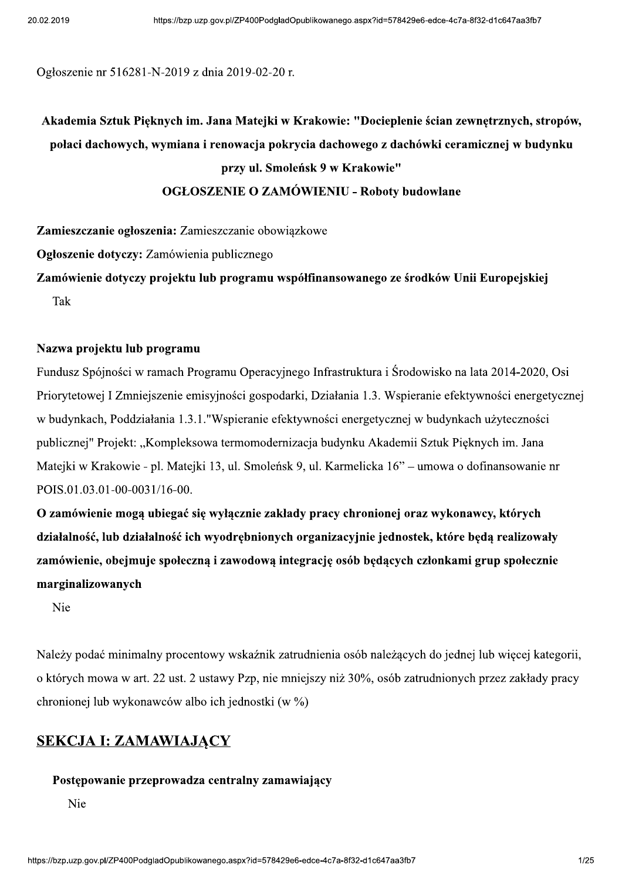Ogłoszenie nr 516281-N-2019 z dnia 2019-02-20 r.

# Akademia Sztuk Pięknych im. Jana Matejki w Krakowie: "Docieplenie ścian zewnętrznych, stropów, połaci dachowych, wymiana i renowacja pokrycia dachowego z dachówki ceramicznej w budynku przy ul. Smoleńsk 9 w Krakowie"

## OGŁOSZENIE O ZAMÓWIENIU - Roboty budowlane

**Zamieszczanie ogłoszenia:** Zamieszczanie obowiązkowe

**Ogłoszenie dotyczy:** Zamówienia publicznego

**Zamówienie dotyczy projektu lub programu współfinansowanego ze środków Unii Europejskiej**

Tak

**Nazwa projektu lub programu**

Fundusz Spójności w ramach Programu Operacyjnego Infrastruktura i Środowisko na lata 2014-2020, Osi Priorytetowej I Zmniejszenie emisyjności gospodarki, Działania 1.3. Wspieranie efektywności energetycznej w budynkach, Poddziałania 1.3.1."Wspieranie efektywności energetycznej w budynkach użyteczności publicznej" Projekt: „Kompleksowa termomodernizacja budynku Akademii Sztuk Pięknych im. Jana Matejki w Krakowie - pl. Matejki 13, ul. Smoleńsk 9, ul. Karmelicka 16" – umowa o dofinansowanie nr POIS.01.03.01-00-0031/16-00.

**O zamówienie mogą ubiegać się wyłącznie zakłady pracy chronionej oraz wykonawcy, których działalność, lub działalność ich wyodrębnionych organizacyjnie jednostek, które będą realizowały zamówienie, obejmuje społeczną i zawodową integrację osób będących członkami grup społecznie marginalizowanych**

Nie

Należy podać minimalny procentowy wskaźnik zatrudnienia osób należących do jednej lub więcej kategorii, o których mowa w art. 22 ust. 2 ustawy Pzp, nie mniejszy niż 30%, osób zatrudnionych przez zakłady pracy chronionej lub wykonawców albo ich jednostki (w %)

## SEKCJA I: ZAMAWIAJĄCY

**Postępowanie przeprowadza centralny zamawiający**

Nie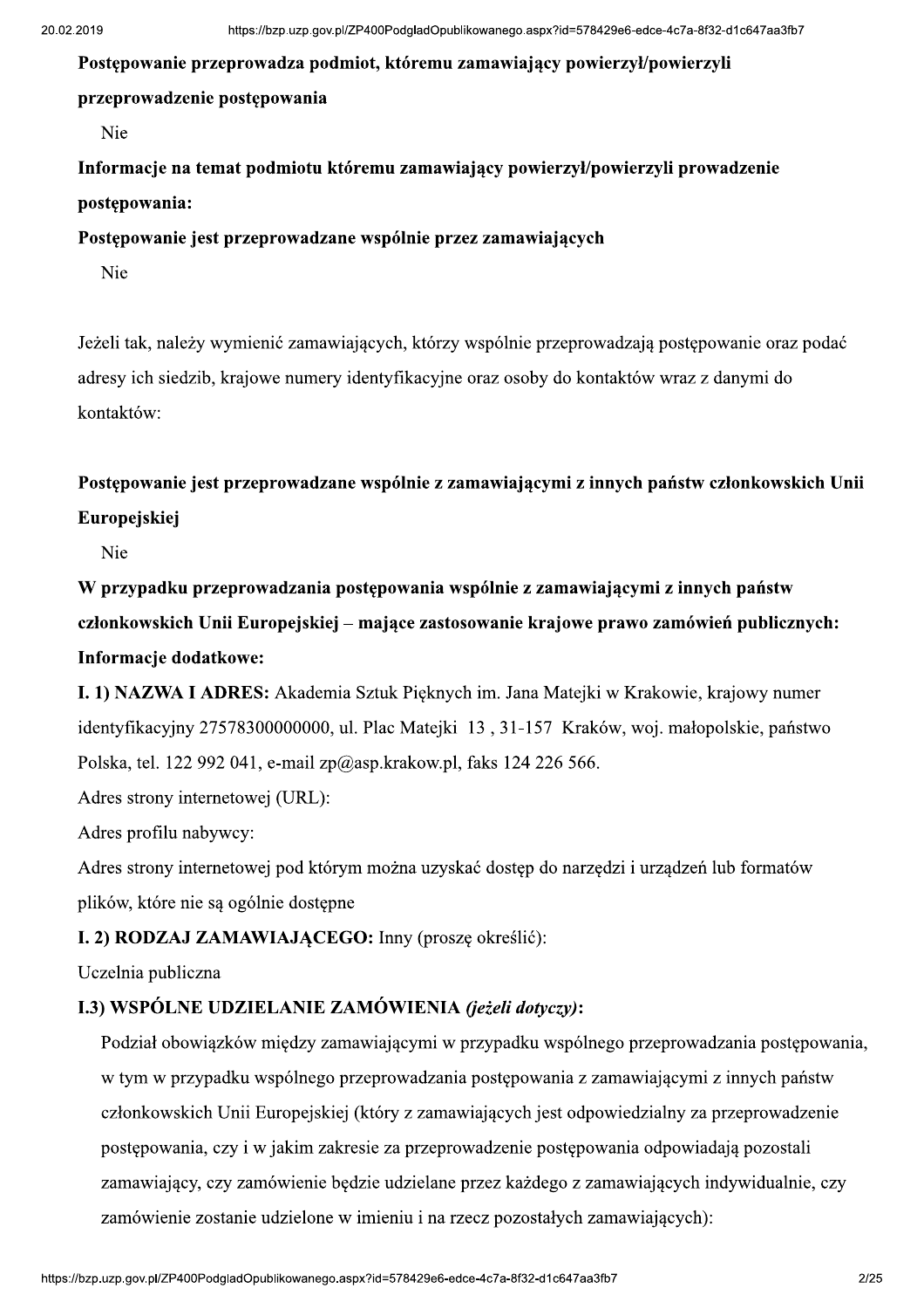**Postępowanie przeprowadza podmiot, któremu zamawiający powierzył/powierzyli przeprowadzenie postępowania**

Nie

**Informacje na temat podmiotu któremu zamawiający powierzył/powierzyli prowadzenie postępowania:**

**Postępowanie jest przeprowadzane wspólnie przez zamawiających**

Nie

Jeżeli tak, należy wymienić zamawiających, którzy wspólnie przeprowadzają postępowanie oraz podać adresy ich siedzib, krajowe numery identyfikacyjne oraz osoby do kontaktów wraz z danymi do kontaktów:

**Postępowanie jest przeprowadzane wspólnie z zamawiającymi z innych państw członkowskich Unii Europejskiej**

Nie

**W przypadku przeprowadzania postępowania wspólnie z zamawiającymi z innych państw członkowskich Unii Europejskiej – mające zastosowanie krajowe prawo zamówień publicznych:**

**Informacje dodatkowe:**

**I. 1) NAZWA I ADRES:** Akademia Sztuk Pięknych im. Jana Matejki w Krakowie, krajowy numer identyfikacyjny 27578300000000, ul. Plac Matejki 13 , 31-157 Kraków, woj. małopolskie, państwo Polska, tel. 122 992 041, e-mail zp@asp.krakow.pl, faks 124 226 566.

Adres strony internetowej (URL):

Adres profilu nabywcy:

Adres strony internetowej pod którym można uzyskać dostęp do narzędzi i urządzeń lub formatów plików, które nie są ogólnie dostępne

**I. 2) RODZAJ ZAMAWIAJĄCEGO:** Inny (proszę określić):

Uczelnia publiczna

**I.3) WSPÓLNE UDZIELANIE ZAMÓWIENIA** ***(jeżeli dotyczy)*****:**

Podział obowiązków między zamawiającymi w przypadku wspólnego przeprowadzania postępowania, w tym w przypadku wspólnego przeprowadzania postępowania z zamawiającymi z innych państw członkowskich Unii Europejskiej (który z zamawiających jest odpowiedzialny za przeprowadzenie postępowania, czy i w jakim zakresie za przeprowadzenie postępowania odpowiadają pozostali zamawiający, czy zamówienie będzie udzielane przez każdego z zamawiających indywidualnie, czy zamówienie zostanie udzielone w imieniu i na rzecz pozostałych zamawiających):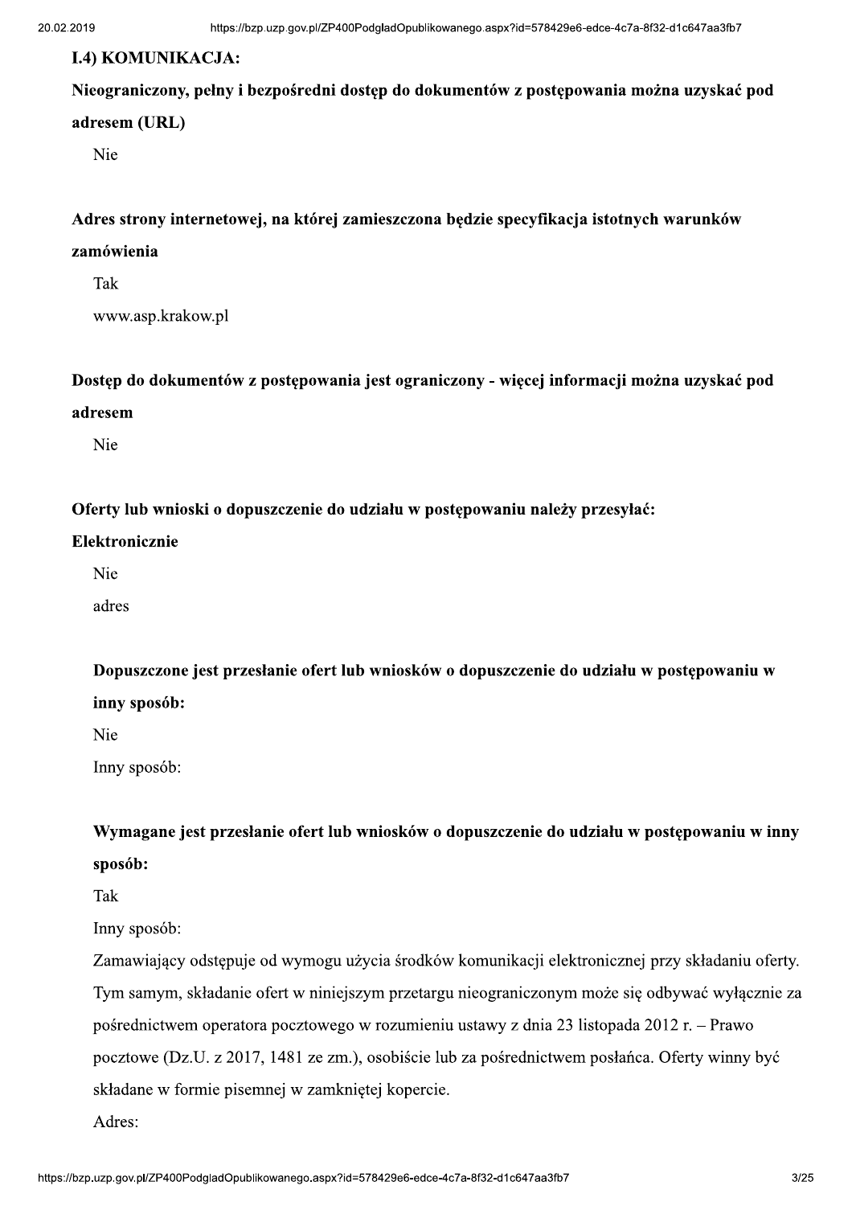**I.4) KOMUNIKACJA:**

**Nieograniczony, pełny i bezpośredni dostęp do dokumentów z postępowania można uzyskać pod adresem (URL)**

Nie

**Adres strony internetowej, na której zamieszczona będzie specyfikacja istotnych warunków zamówienia**

Tak

www.asp.krakow.pl

**Dostęp do dokumentów z postępowania jest ograniczony - więcej informacji można uzyskać pod adresem**

Nie

**Oferty lub wnioski o dopuszczenie do udziału w postępowaniu należy przesyłać:**

**Elektronicznie**

Nie

adres

**Dopuszczone jest przesłanie ofert lub wniosków o dopuszczenie do udziału w postępowaniu w inny sposób:**

Nie

Inny sposób:

**Wymagane jest przesłanie ofert lub wniosków o dopuszczenie do udziału w postępowaniu w inny sposób:**

Tak

Inny sposób:

Zamawiający odstępuje od wymogu użycia środków komunikacji elektronicznej przy składaniu oferty. Tym samym, składanie ofert w niniejszym przetargu nieograniczonym może się odbywać wyłącznie za pośrednictwem operatora pocztowego w rozumieniu ustawy z dnia 23 listopada 2012 r. – Prawo pocztowe (Dz.U. z 2017, 1481 ze zm.), osobiście lub za pośrednictwem posłańca. Oferty winny być składane w formie pisemnej w zamkniętej kopercie.

Adres: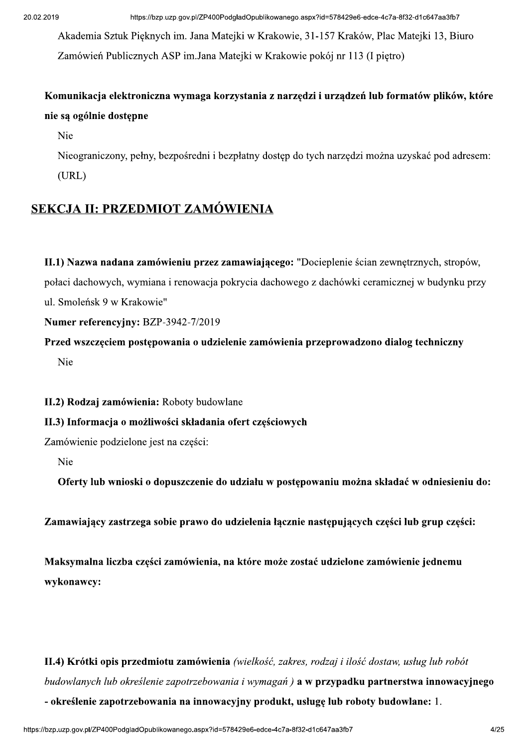Akademia Sztuk Pięknych im. Jana Matejki w Krakowie, 31-157 Kraków, Plac Matejki 13, Biuro Zamówień Publicznych ASP im.Jana Matejki w Krakowie pokój nr 113 (I piętro)

**Komunikacja elektroniczna wymaga korzystania z narzędzi i urządzeń lub formatów plików, które nie są ogólnie dostępne**

Nie

Nieograniczony, pełny, bezpośredni i bezpłatny dostęp do tych narzędzi można uzyskać pod adresem: (URL)

## SEKCJA II: PRZEDMIOT ZAMÓWIENIA

**II.1) Nazwa nadana zamówieniu przez zamawiającego:** "Docieplenie ścian zewnętrznych, stropów, połaci dachowych, wymiana i renowacja pokrycia dachowego z dachówki ceramicznej w budynku przy ul. Smoleńsk 9 w Krakowie"

**Numer referencyjny:** BZP-3942-7/2019

**Przed wszczęciem postępowania o udzielenie zamówienia przeprowadzono dialog techniczny**

Nie

**II.2) Rodzaj zamówienia:** Roboty budowlane

**II.3) Informacja o możliwości składania ofert częściowych**

Zamówienie podzielone jest na części:

Nie

**Oferty lub wnioski o dopuszczenie do udziału w postępowaniu można składać w odniesieniu do:**

**Zamawiający zastrzega sobie prawo do udzielenia łącznie następujących części lub grup części:**

**Maksymalna liczba części zamówienia, na które może zostać udzielone zamówienie jednemu wykonawcy:**

**II.4) Krótki opis przedmiotu zamówienia** *(wielkość, zakres, rodzaj i ilość dostaw, usług lub robót budowlanych lub określenie zapotrzebowania i wymagań )* **a w przypadku partnerstwa innowacyjnego - określenie zapotrzebowania na innowacyjny produkt, usługę lub roboty budowlane:** 1.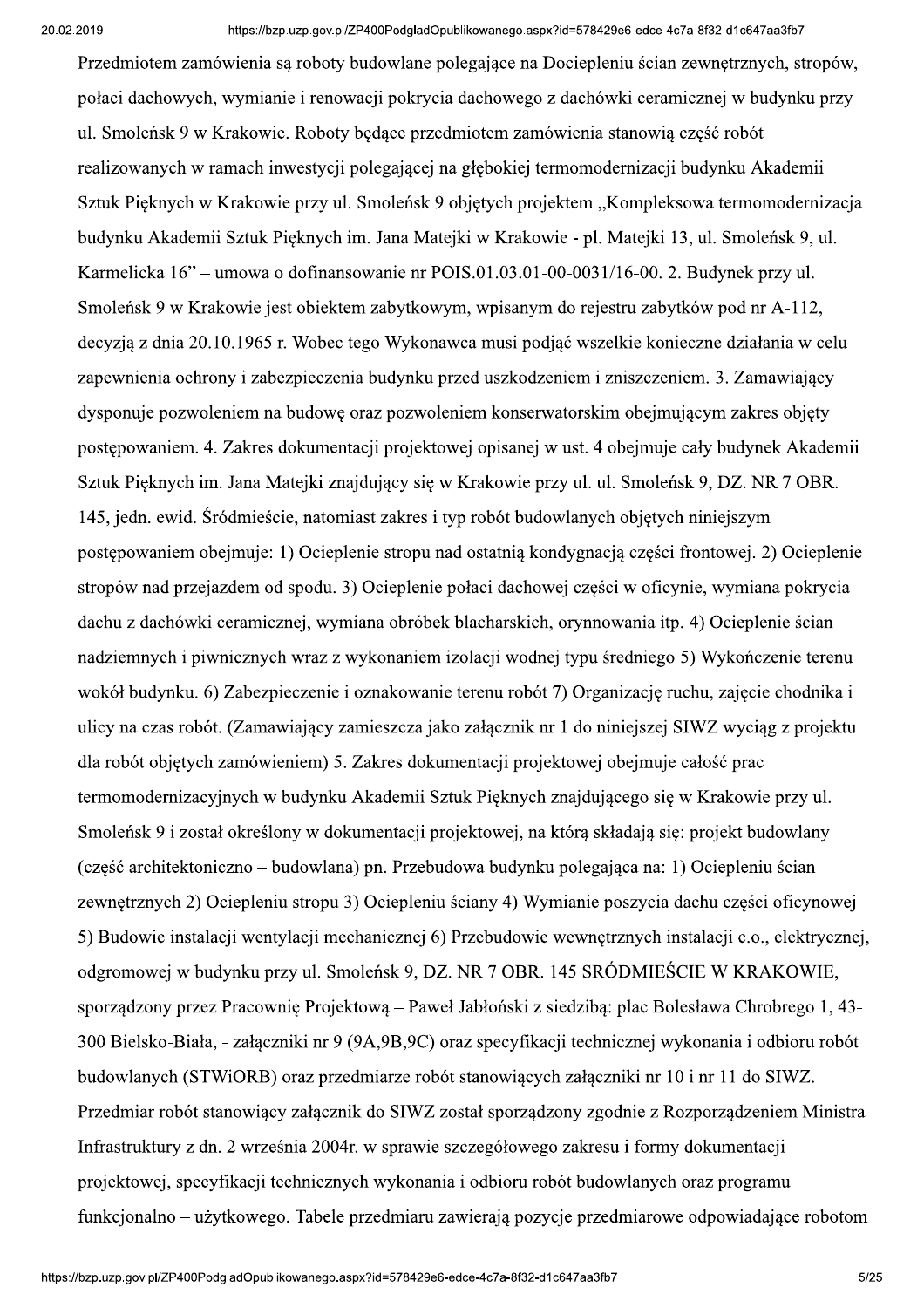Przedmiotem zamówienia są roboty budowlane polegające na Dociepleniu ścian zewnętrznych, stropów, połaci dachowych, wymianie i renowacji pokrycia dachowego z dachówki ceramicznej w budynku przy ul. Smoleńsk 9 w Krakowie. Roboty będące przedmiotem zamówienia stanowią część robót realizowanych w ramach inwestycji polegającej na głębokiej termomodernizacji budynku Akademii Sztuk Pięknych w Krakowie przy ul. Smoleńsk 9 objętych projektem „Kompleksowa termomodernizacja budynku Akademii Sztuk Pięknych im. Jana Matejki w Krakowie - pl. Matejki 13, ul. Smoleńsk 9, ul. Karmelicka 16" – umowa o dofinansowanie nr POIS.01.03.01-00-0031/16-00. 2. Budynek przy ul. Smoleńsk 9 w Krakowie jest obiektem zabytkowym, wpisanym do rejestru zabytków pod nr A-112, decyzją z dnia 20.10.1965 r. Wobec tego Wykonawca musi podjąć wszelkie konieczne działania w celu zapewnienia ochrony i zabezpieczenia budynku przed uszkodzeniem i zniszczeniem. 3. Zamawiający dysponuje pozwoleniem na budowę oraz pozwoleniem konserwatorskim obejmującym zakres objęty postępowaniem. 4. Zakres dokumentacji projektowej opisanej w ust. 4 obejmuje cały budynek Akademii Sztuk Pięknych im. Jana Matejki znajdujący się w Krakowie przy ul. ul. Smoleńsk 9, DZ. NR 7 OBR. 145, jedn. ewid. Śródmieście, natomiast zakres i typ robót budowlanych objętych niniejszym postępowaniem obejmuje: 1) Ocieplenie stropu nad ostatnią kondygnacją części frontowej. 2) Ocieplenie stropów nad przejazdem od spodu. 3) Ocieplenie połaci dachowej części w oficynie, wymiana pokrycia dachu z dachówki ceramicznej, wymiana obróbek blacharskich, orynnowania itp. 4) Ocieplenie ścian nadziemnych i piwnicznych wraz z wykonaniem izolacji wodnej typu średniego 5) Wykończenie terenu wokół budynku. 6) Zabezpieczenie i oznakowanie terenu robót 7) Organizację ruchu, zajęcie chodnika i ulicy na czas robót. (Zamawiający zamieszcza jako załącznik nr 1 do niniejszej SIWZ wyciąg z projektu dla robót objętych zamówieniem) 5. Zakres dokumentacji projektowej obejmuje całość prac termomodernizacyjnych w budynku Akademii Sztuk Pięknych znajdującego się w Krakowie przy ul. Smoleńsk 9 i został określony w dokumentacji projektowej, na którą składają się: projekt budowlany (część architektoniczno – budowlana) pn. Przebudowa budynku polegająca na: 1) Ociepleniu ścian zewnętrznych 2) Ociepleniu stropu 3) Ociepleniu ściany 4) Wymianie poszycia dachu części oficynowej 5) Budowie instalacji wentylacji mechanicznej 6) Przebudowie wewnętrznych instalacji c.o., elektrycznej, odgromowej w budynku przy ul. Smoleńsk 9, DZ. NR 7 OBR. 145 SRÓDMIEŚCIE W KRAKOWIE, sporządzony przez Pracownię Projektową – Paweł Jabłoński z siedzibą: plac Bolesława Chrobrego 1, 43-300 Bielsko-Biała, - załączniki nr 9 (9A,9B,9C) oraz specyfikacji technicznej wykonania i odbioru robót budowlanych (STWiORB) oraz przedmiarze robót stanowiących załączniki nr 10 i nr 11 do SIWZ. Przedmiar robót stanowiący załącznik do SIWZ został sporządzony zgodnie z Rozporządzeniem Ministra Infrastruktury z dn. 2 września 2004r. w sprawie szczegółowego zakresu i formy dokumentacji projektowej, specyfikacji technicznych wykonania i odbioru robót budowlanych oraz programu funkcjonalno – użytkowego. Tabele przedmiaru zawierają pozycje przedmiarowe odpowiadające robotom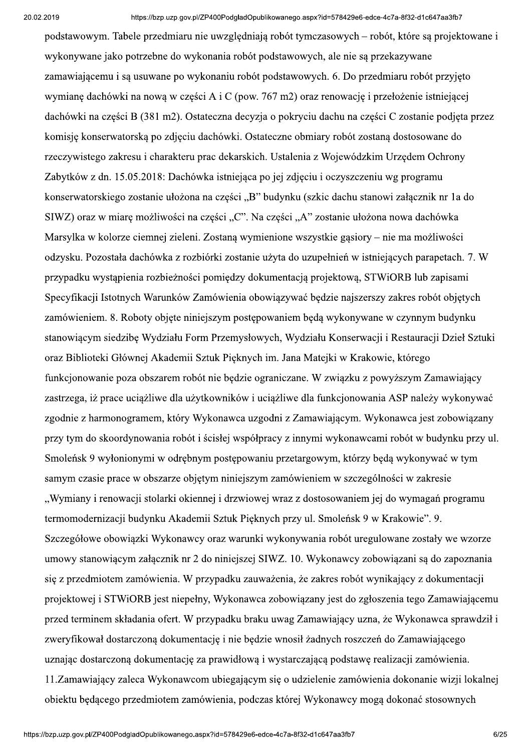podstawowym. Tabele przedmiaru nie uwzględniają robót tymczasowych – robót, które są projektowane i wykonywane jako potrzebne do wykonania robót podstawowych, ale nie są przekazywane zamawiającemu i są usuwane po wykonaniu robót podstawowych. 6. Do przedmiaru robót przyjęto wymianę dachówki na nową w części A i C (pow. 767 m2) oraz renowację i przełożenie istniejącej dachówki na części B (381 m2). Ostateczna decyzja o pokryciu dachu na części C zostanie podjęta przez komisję konserwatorską po zdjęciu dachówki. Ostateczne obmiary robót zostaną dostosowane do rzeczywistego zakresu i charakteru prac dekarskich. Ustalenia z Wojewódzkim Urzędem Ochrony Zabytków z dn. 15.05.2018: Dachówka istniejąca po jej zdjęciu i oczyszczeniu wg programu konserwatorskiego zostanie ułożona na części „B" budynku (szkic dachu stanowi załącznik nr 1a do SIWZ) oraz w miarę możliwości na części „C". Na części „A" zostanie ułożona nowa dachówka Marsylka w kolorze ciemnej zieleni. Zostaną wymienione wszystkie gąsiory – nie ma możliwości odzysku. Pozostała dachówka z rozbiórki zostanie użyta do uzupełnień w istniejących parapetach. 7. W przypadku wystąpienia rozbieżności pomiędzy dokumentacją projektową, STWiORB lub zapisami Specyfikacji Istotnych Warunków Zamówienia obowiązywać będzie najszerszy zakres robót objętych zamówieniem. 8. Roboty objęte niniejszym postępowaniem będą wykonywane w czynnym budynku stanowiącym siedzibę Wydziału Form Przemysłowych, Wydziału Konserwacji i Restauracji Dzieł Sztuki oraz Biblioteki Głównej Akademii Sztuk Pięknych im. Jana Matejki w Krakowie, którego funkcjonowanie poza obszarem robót nie będzie ograniczane. W związku z powyższym Zamawiający zastrzega, iż prace uciążliwe dla użytkowników i uciążliwe dla funkcjonowania ASP należy wykonywać zgodnie z harmonogramem, który Wykonawca uzgodni z Zamawiającym. Wykonawca jest zobowiązany przy tym do skoordynowania robót i ścisłej współpracy z innymi wykonawcami robót w budynku przy ul. Smoleńsk 9 wyłonionymi w odrębnym postępowaniu przetargowym, którzy będą wykonywać w tym samym czasie prace w obszarze objętym niniejszym zamówieniem w szczególności w zakresie „Wymiany i renowacji stolarki okiennej i drzwiowej wraz z dostosowaniem jej do wymagań programu termomodernizacji budynku Akademii Sztuk Pięknych przy ul. Smoleńsk 9 w Krakowie". 9. Szczegółowe obowiązki Wykonawcy oraz warunki wykonywania robót uregulowane zostały we wzorze umowy stanowiącym załącznik nr 2 do niniejszej SIWZ. 10. Wykonawcy zobowiązani są do zapoznania się z przedmiotem zamówienia. W przypadku zauważenia, że zakres robót wynikający z dokumentacji projektowej i STWiORB jest niepełny, Wykonawca zobowiązany jest do zgłoszenia tego Zamawiającemu przed terminem składania ofert. W przypadku braku uwag Zamawiający uzna, że Wykonawca sprawdził i zweryfikował dostarczoną dokumentację i nie będzie wnosił żadnych roszczeń do Zamawiającego uznając dostarczoną dokumentację za prawidłową i wystarczającą podstawę realizacji zamówienia. 11.Zamawiający zaleca Wykonawcom ubiegającym się o udzielenie zamówienia dokonanie wizji lokalnej obiektu będącego przedmiotem zamówienia, podczas której Wykonawcy mogą dokonać stosownych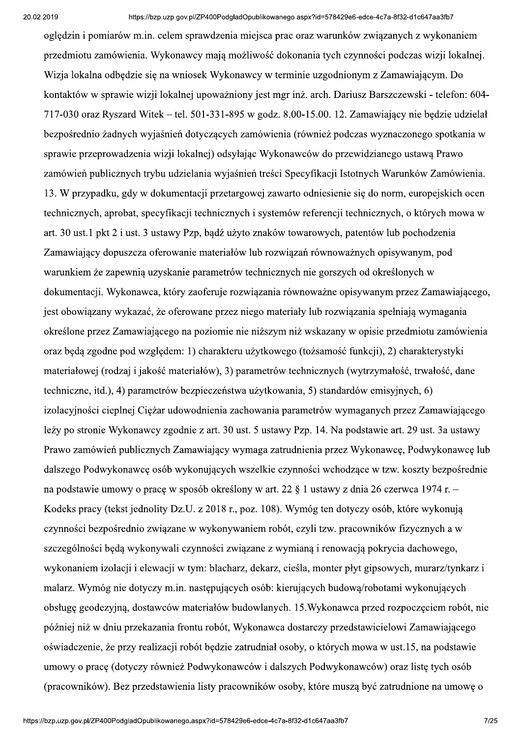oględzin i pomiarów m.in. celem sprawdzenia miejsca prac oraz warunków związanych z wykonaniem przedmiotu zamówienia. Wykonawcy mają możliwość dokonania tych czynności podczas wizji lokalnej. Wizja lokalna odbędzie się na wniosek Wykonawcy w terminie uzgodnionym z Zamawiającym. Do kontaktów w sprawie wizji lokalnej upoważniony jest mgr inż. arch. Dariusz Barszczewski - telefon: 604-717-030 oraz Ryszard Witek – tel. 501-331-895 w godz. 8.00-15.00. 12. Zamawiający nie będzie udzielał bezpośrednio żadnych wyjaśnień dotyczących zamówienia (również podczas wyznaczonego spotkania w sprawie przeprowadzenia wizji lokalnej) odsyłając Wykonawców do przewidzianego ustawą Prawo zamówień publicznych trybu udzielania wyjaśnień treści Specyfikacji Istotnych Warunków Zamówienia. 13. W przypadku, gdy w dokumentacji przetargowej zawarto odniesienie się do norm, europejskich ocen technicznych, aprobat, specyfikacji technicznych i systemów referencji technicznych, o których mowa w art. 30 ust.1 pkt 2 i ust. 3 ustawy Pzp, bądź użyto znaków towarowych, patentów lub pochodzenia Zamawiający dopuszcza oferowanie materiałów lub rozwiązań równoważnych opisywanym, pod warunkiem że zapewnią uzyskanie parametrów technicznych nie gorszych od określonych w dokumentacji. Wykonawca, który zaoferuje rozwiązania równoważne opisywanym przez Zamawiającego, jest obowiązany wykazać, że oferowane przez niego materiały lub rozwiązania spełniają wymagania określone przez Zamawiającego na poziomie nie niższym niż wskazany w opisie przedmiotu zamówienia oraz będą zgodne pod względem: 1) charakteru użytkowego (tożsamość funkcji), 2) charakterystyki materiałowej (rodzaj i jakość materiałów), 3) parametrów technicznych (wytrzymałość, trwałość, dane techniczne, itd.), 4) parametrów bezpieczeństwa użytkowania, 5) standardów emisyjnych, 6) izolacyjności cieplnej Ciężar udowodnienia zachowania parametrów wymaganych przez Zamawiającego leży po stronie Wykonawcy zgodnie z art. 30 ust. 5 ustawy Pzp. 14. Na podstawie art. 29 ust. 3a ustawy Prawo zamówień publicznych Zamawiający wymaga zatrudnienia przez Wykonawcę, Podwykonawcę lub dalszego Podwykonawcę osób wykonujących wszelkie czynności wchodzące w tzw. koszty bezpośrednie na podstawie umowy o pracę w sposób określony w art. 22 § 1 ustawy z dnia 26 czerwca 1974 r. – Kodeks pracy (tekst jednolity Dz.U. z 2018 r., poz. 108). Wymóg ten dotyczy osób, które wykonują czynności bezpośrednio związane w wykonywaniem robót, czyli tzw. pracowników fizycznych a w szczególności będą wykonywali czynności związane z wymianą i renowacją pokrycia dachowego, wykonaniem izolacji i elewacji w tym: blacharz, dekarz, cieśla, monter płyt gipsowych, murarz/tynkarz i malarz. Wymóg nie dotyczy m.in. następujących osób: kierujących budową/robotami wykonujących obsługę geodezyjną, dostawców materiałów budowlanych. 15.Wykonawca przed rozpoczęciem robót, nie później niż w dniu przekazania frontu robót, Wykonawca dostarczy przedstawicielowi Zamawiającego oświadczenie, że przy realizacji robót będzie zatrudniał osoby, o których mowa w ust.15, na podstawie umowy o pracę (dotyczy również Podwykonawców i dalszych Podwykonawców) oraz listę tych osób (pracowników). Bez przedstawienia listy pracowników osoby, które muszą być zatrudnione na umowę o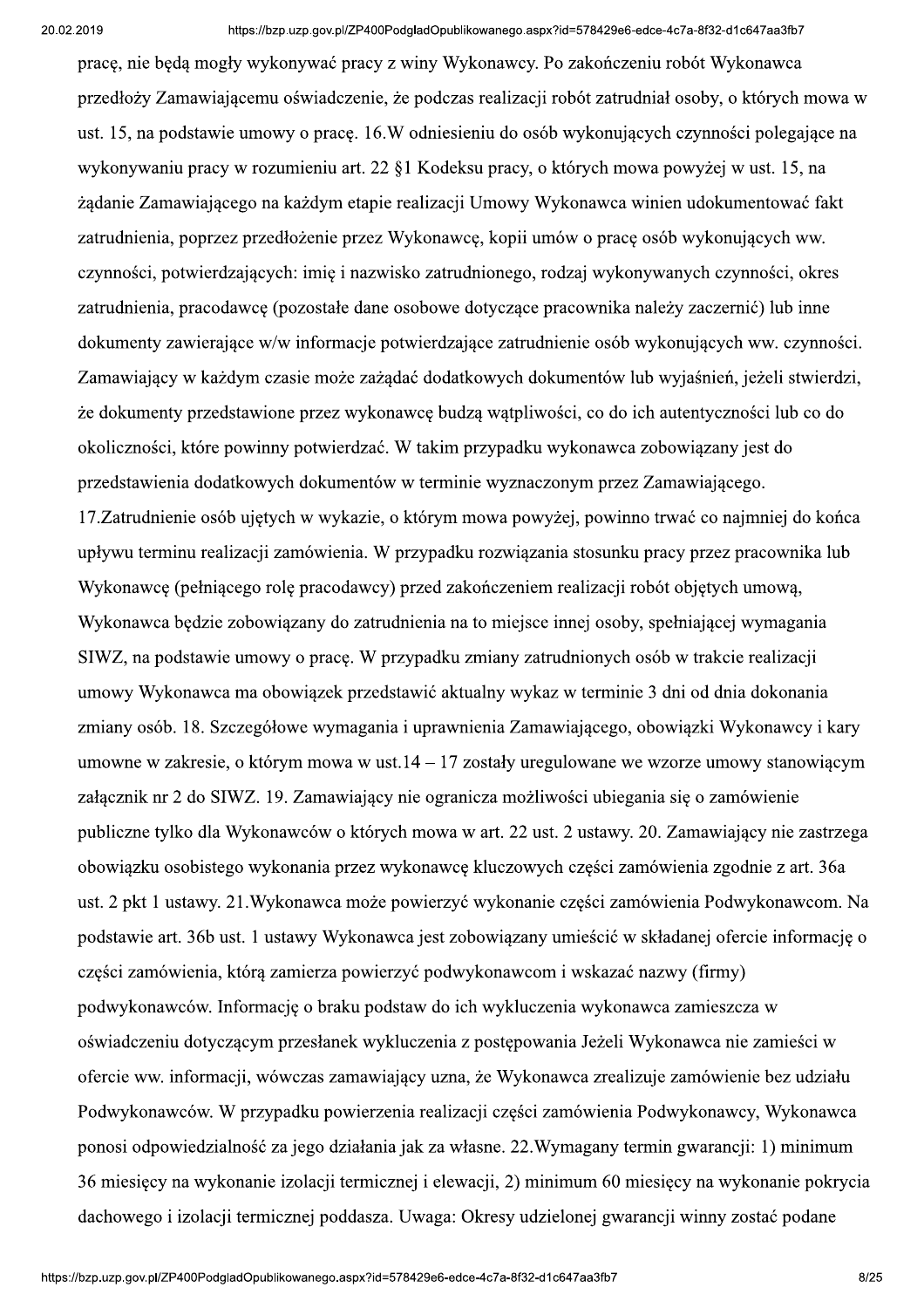pracę, nie będą mogły wykonywać pracy z winy Wykonawcy. Po zakończeniu robót Wykonawca przedłoży Zamawiającemu oświadczenie, że podczas realizacji robót zatrudniał osoby, o których mowa w ust. 15, na podstawie umowy o pracę. 16.W odniesieniu do osób wykonujących czynności polegające na wykonywaniu pracy w rozumieniu art. 22 §1 Kodeksu pracy, o których mowa powyżej w ust. 15, na żądanie Zamawiającego na każdym etapie realizacji Umowy Wykonawca winien udokumentować fakt zatrudnienia, poprzez przedłożenie przez Wykonawcę, kopii umów o pracę osób wykonujących ww. czynności, potwierdzających: imię i nazwisko zatrudnionego, rodzaj wykonywanych czynności, okres zatrudnienia, pracodawcę (pozostałe dane osobowe dotyczące pracownika należy zaczernić) lub inne dokumenty zawierające w/w informacje potwierdzające zatrudnienie osób wykonujących ww. czynności. Zamawiający w każdym czasie może zażądać dodatkowych dokumentów lub wyjaśnień, jeżeli stwierdzi, że dokumenty przedstawione przez wykonawcę budzą wątpliwości, co do ich autentyczności lub co do okoliczności, które powinny potwierdzać. W takim przypadku wykonawca zobowiązany jest do przedstawienia dodatkowych dokumentów w terminie wyznaczonym przez Zamawiającego. 17.Zatrudnienie osób ujętych w wykazie, o którym mowa powyżej, powinno trwać co najmniej do końca upływu terminu realizacji zamówienia. W przypadku rozwiązania stosunku pracy przez pracownika lub Wykonawcę (pełniącego rolę pracodawcy) przed zakończeniem realizacji robót objętych umową, Wykonawca będzie zobowiązany do zatrudnienia na to miejsce innej osoby, spełniającej wymagania SIWZ, na podstawie umowy o pracę. W przypadku zmiany zatrudnionych osób w trakcie realizacji umowy Wykonawca ma obowiązek przedstawić aktualny wykaz w terminie 3 dni od dnia dokonania zmiany osób. 18. Szczegółowe wymagania i uprawnienia Zamawiającego, obowiązki Wykonawcy i kary umowne w zakresie, o którym mowa w ust.14 – 17 zostały uregulowane we wzorze umowy stanowiącym załącznik nr 2 do SIWZ. 19. Zamawiający nie ogranicza możliwości ubiegania się o zamówienie publiczne tylko dla Wykonawców o których mowa w art. 22 ust. 2 ustawy. 20. Zamawiający nie zastrzega obowiązku osobistego wykonania przez wykonawcę kluczowych części zamówienia zgodnie z art. 36a ust. 2 pkt 1 ustawy. 21.Wykonawca może powierzyć wykonanie części zamówienia Podwykonawcom. Na podstawie art. 36b ust. 1 ustawy Wykonawca jest zobowiązany umieścić w składanej ofercie informację o części zamówienia, którą zamierza powierzyć podwykonawcom i wskazać nazwy (firmy) podwykonawców. Informację o braku podstaw do ich wykluczenia wykonawca zamieszcza w oświadczeniu dotyczącym przesłanek wykluczenia z postępowania Jeżeli Wykonawca nie zamieści w ofercie ww. informacji, wówczas zamawiający uzna, że Wykonawca zrealizuje zamówienie bez udziału Podwykonawców. W przypadku powierzenia realizacji części zamówienia Podwykonawcy, Wykonawca ponosi odpowiedzialność za jego działania jak za własne. 22.Wymagany termin gwarancji: 1) minimum 36 miesięcy na wykonanie izolacji termicznej i elewacji, 2) minimum 60 miesięcy na wykonanie pokrycia dachowego i izolacji termicznej poddasza. Uwaga: Okresy udzielonej gwarancji winny zostać podane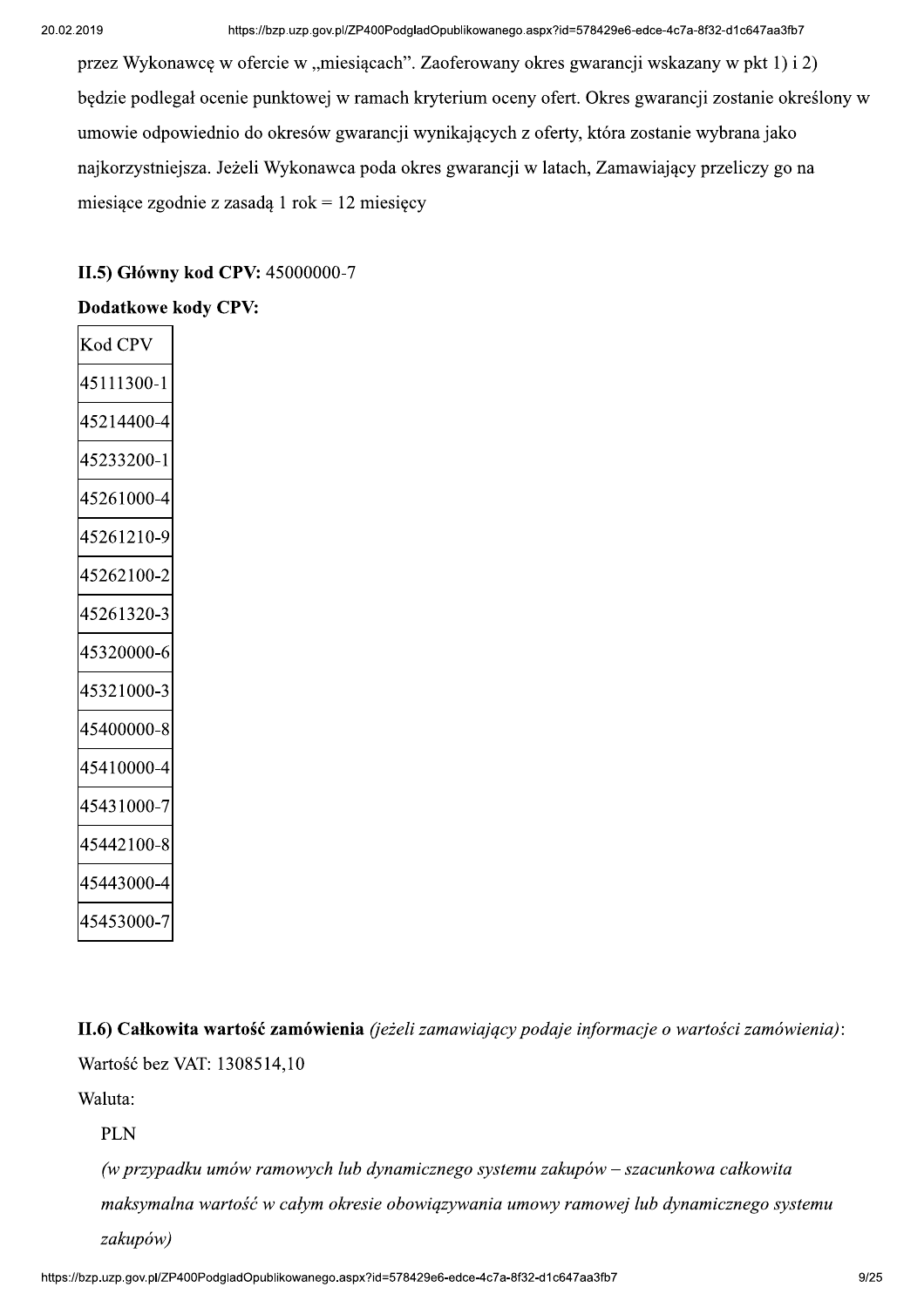przez Wykonawcę w ofercie w „miesiącach". Zaoferowany okres gwarancji wskazany w pkt 1) i 2) będzie podlegał ocenie punktowej w ramach kryterium oceny ofert. Okres gwarancji zostanie określony w umowie odpowiednio do okresów gwarancji wynikających z oferty, która zostanie wybrana jako najkorzystniejsza. Jeżeli Wykonawca poda okres gwarancji w latach, Zamawiający przeliczy go na miesiące zgodnie z zasadą 1 rok = 12 miesięcy

**II.5) Główny kod CPV:** 45000000-7

**Dodatkowe kody CPV:**

| Kod CPV |
|---|
| 45111300-1 |
| 45214400-4 |
| 45233200-1 |
| 45261000-4 |
| 45261210-9 |
| 45262100-2 |
| 45261320-3 |
| 45320000-6 |
| 45321000-3 |
| 45400000-8 |
| 45410000-4 |
| 45431000-7 |
| 45442100-8 |
| 45443000-4 |
| 45453000-7 |

**II.6) Całkowita wartość zamówienia** *(jeżeli zamawiający podaje informacje o wartości zamówienia)*:

Wartość bez VAT: 1308514,10

Waluta:

PLN

*(w przypadku umów ramowych lub dynamicznego systemu zakupów – szacunkowa całkowita maksymalna wartość w całym okresie obowiązywania umowy ramowej lub dynamicznego systemu zakupów)*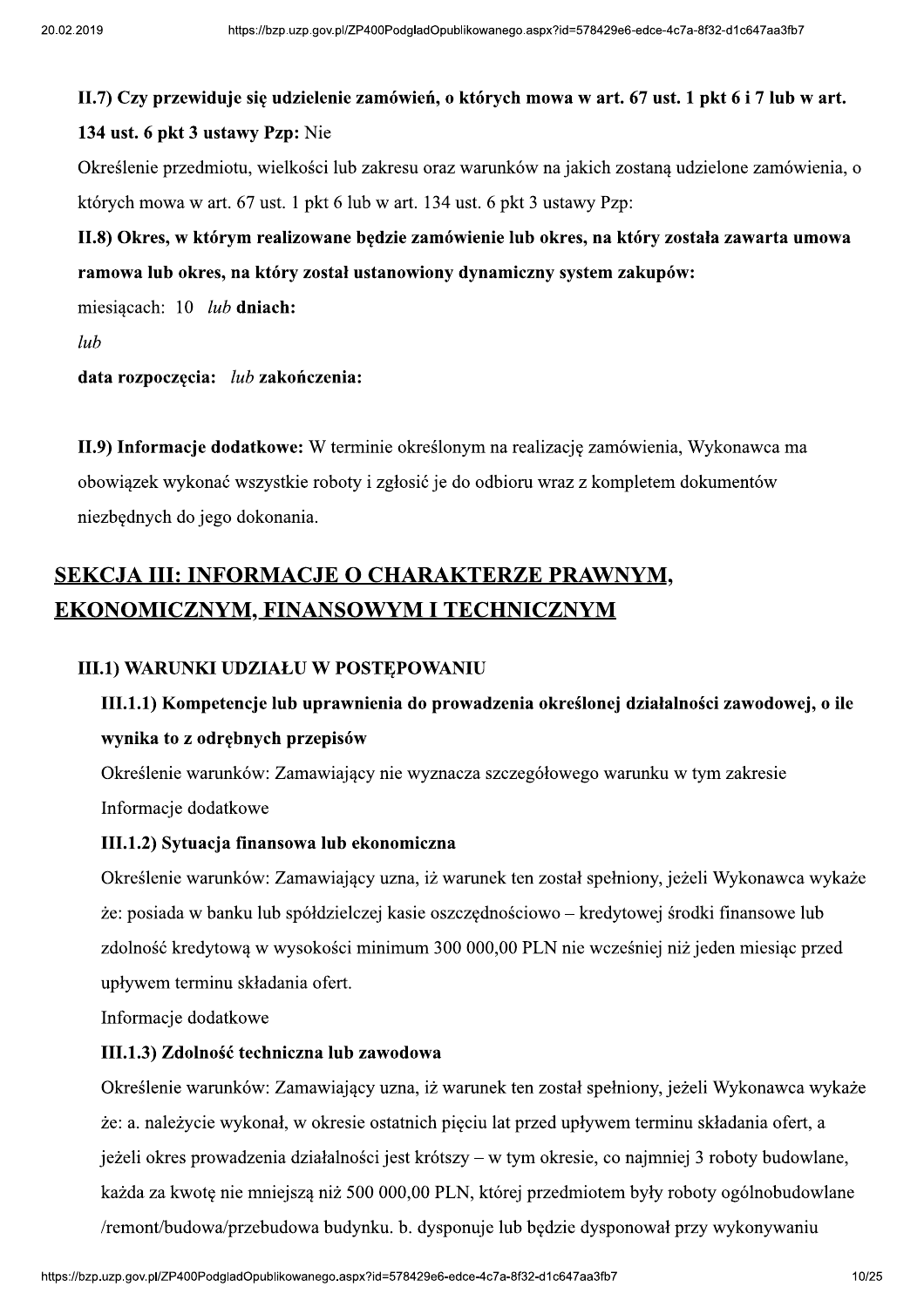**II.7) Czy przewiduje się udzielenie zamówień, o których mowa w art. 67 ust. 1 pkt 6 i 7 lub w art. 134 ust. 6 pkt 3 ustawy Pzp:** Nie

Określenie przedmiotu, wielkości lub zakresu oraz warunków na jakich zostaną udzielone zamówienia, o których mowa w art. 67 ust. 1 pkt 6 lub w art. 134 ust. 6 pkt 3 ustawy Pzp:

**II.8) Okres, w którym realizowane będzie zamówienie lub okres, na który została zawarta umowa ramowa lub okres, na który został ustanowiony dynamiczny system zakupów:**

miesiącach: 10 *lub* **dniach:**

*lub*

**data rozpoczęcia:** *lub* **zakończenia:**

**II.9) Informacje dodatkowe:** W terminie określonym na realizację zamówienia, Wykonawca ma obowiązek wykonać wszystkie roboty i zgłosić je do odbioru wraz z kompletem dokumentów niezbędnych do jego dokonania.

## SEKCJA III: INFORMACJE O CHARAKTERZE PRAWNYM, EKONOMICZNYM, FINANSOWYM I TECHNICZNYM

### III.1) WARUNKI UDZIAŁU W POSTĘPOWANIU

#### III.1.1) Kompetencje lub uprawnienia do prowadzenia określonej działalności zawodowej, o ile wynika to z odrębnych przepisów

Określenie warunków: Zamawiający nie wyznacza szczegółowego warunku w tym zakresie

Informacje dodatkowe

#### III.1.2) Sytuacja finansowa lub ekonomiczna

Określenie warunków: Zamawiający uzna, iż warunek ten został spełniony, jeżeli Wykonawca wykaże że: posiada w banku lub spółdzielczej kasie oszczędnościowo – kredytowej środki finansowe lub zdolność kredytową w wysokości minimum 300 000,00 PLN nie wcześniej niż jeden miesiąc przed upływem terminu składania ofert.

Informacje dodatkowe

#### III.1.3) Zdolność techniczna lub zawodowa

Określenie warunków: Zamawiający uzna, iż warunek ten został spełniony, jeżeli Wykonawca wykaże że: a. należycie wykonał, w okresie ostatnich pięciu lat przed upływem terminu składania ofert, a jeżeli okres prowadzenia działalności jest krótszy – w tym okresie, co najmniej 3 roboty budowlane, każda za kwotę nie mniejszą niż 500 000,00 PLN, której przedmiotem były roboty ogólnobudowlane /remont/budowa/przebudowa budynku. b. dysponuje lub będzie dysponował przy wykonywaniu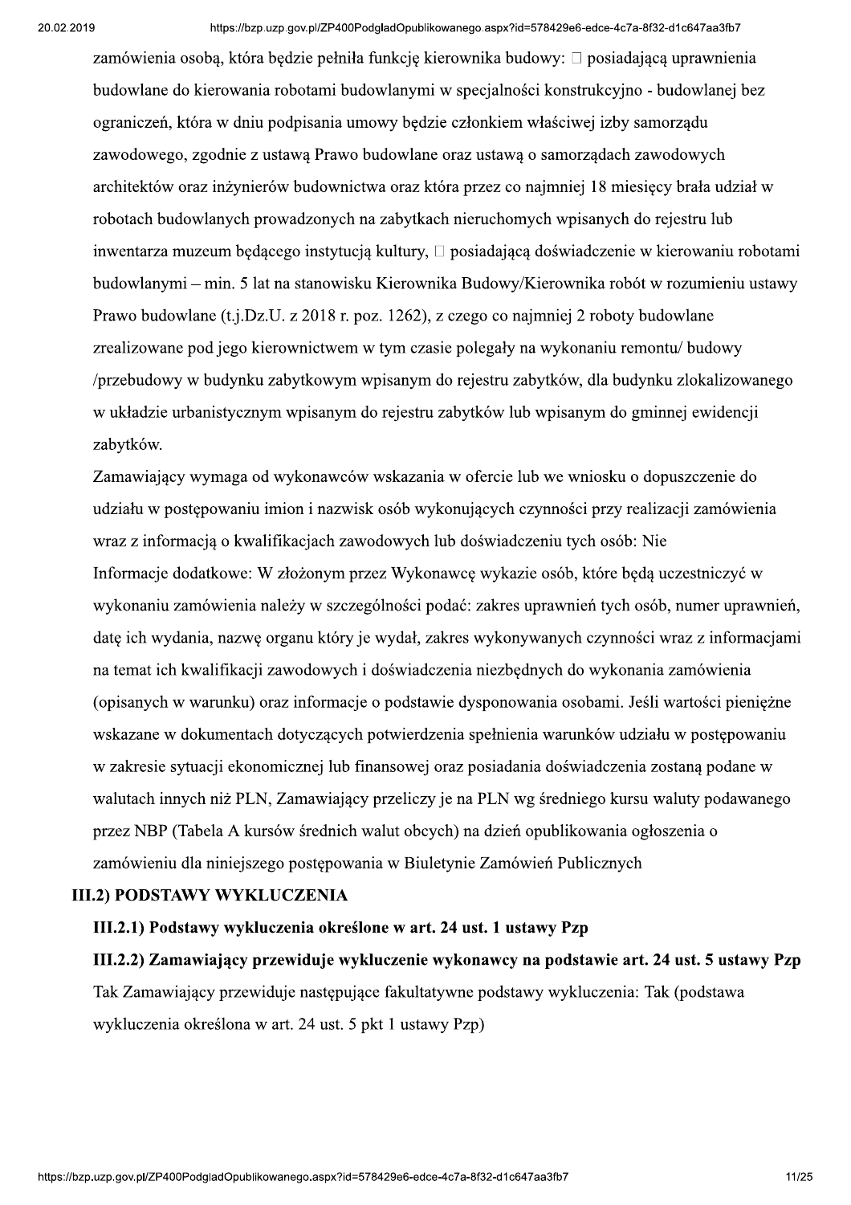zamówienia osobą, która będzie pełniła funkcję kierownika budowy: □ posiadającą uprawnienia budowlane do kierowania robotami budowlanymi w specjalności konstrukcyjno - budowlanej bez ograniczeń, która w dniu podpisania umowy będzie członkiem właściwej izby samorządu zawodowego, zgodnie z ustawą Prawo budowlane oraz ustawą o samorządach zawodowych architektów oraz inżynierów budownictwa oraz która przez co najmniej 18 miesięcy brała udział w robotach budowlanych prowadzonych na zabytkach nieruchomych wpisanych do rejestru lub inwentarza muzeum będącego instytucją kultury, □ posiadającą doświadczenie w kierowaniu robotami budowlanymi – min. 5 lat na stanowisku Kierownika Budowy/Kierownika robót w rozumieniu ustawy Prawo budowlane (t.j.Dz.U. z 2018 r. poz. 1262), z czego co najmniej 2 roboty budowlane zrealizowane pod jego kierownictwem w tym czasie polegały na wykonaniu remontu/ budowy /przebudowy w budynku zabytkowym wpisanym do rejestru zabytków, dla budynku zlokalizowanego w układzie urbanistycznym wpisanym do rejestru zabytków lub wpisanym do gminnej ewidencji zabytków.

Zamawiający wymaga od wykonawców wskazania w ofercie lub we wniosku o dopuszczenie do udziału w postępowaniu imion i nazwisk osób wykonujących czynności przy realizacji zamówienia wraz z informacją o kwalifikacjach zawodowych lub doświadczeniu tych osób: Nie

Informacje dodatkowe: W złożonym przez Wykonawcę wykazie osób, które będą uczestniczyć w wykonaniu zamówienia należy w szczególności podać: zakres uprawnień tych osób, numer uprawnień, datę ich wydania, nazwę organu który je wydał, zakres wykonywanych czynności wraz z informacjami na temat ich kwalifikacji zawodowych i doświadczenia niezbędnych do wykonania zamówienia (opisanych w warunku) oraz informacje o podstawie dysponowania osobami. Jeśli wartości pieniężne wskazane w dokumentach dotyczących potwierdzenia spełnienia warunków udziału w postępowaniu w zakresie sytuacji ekonomicznej lub finansowej oraz posiadania doświadczenia zostaną podane w walutach innych niż PLN, Zamawiający przeliczy je na PLN wg średniego kursu waluty podawanego przez NBP (Tabela A kursów średnich walut obcych) na dzień opublikowania ogłoszenia o zamówieniu dla niniejszego postępowania w Biuletynie Zamówień Publicznych

## III.2) PODSTAWY WYKLUCZENIA

### III.2.1) Podstawy wykluczenia określone w art. 24 ust. 1 ustawy Pzp

### III.2.2) Zamawiający przewiduje wykluczenie wykonawcy na podstawie art. 24 ust. 5 ustawy Pzp

Tak Zamawiający przewiduje następujące fakultatywne podstawy wykluczenia: Tak (podstawa wykluczenia określona w art. 24 ust. 5 pkt 1 ustawy Pzp)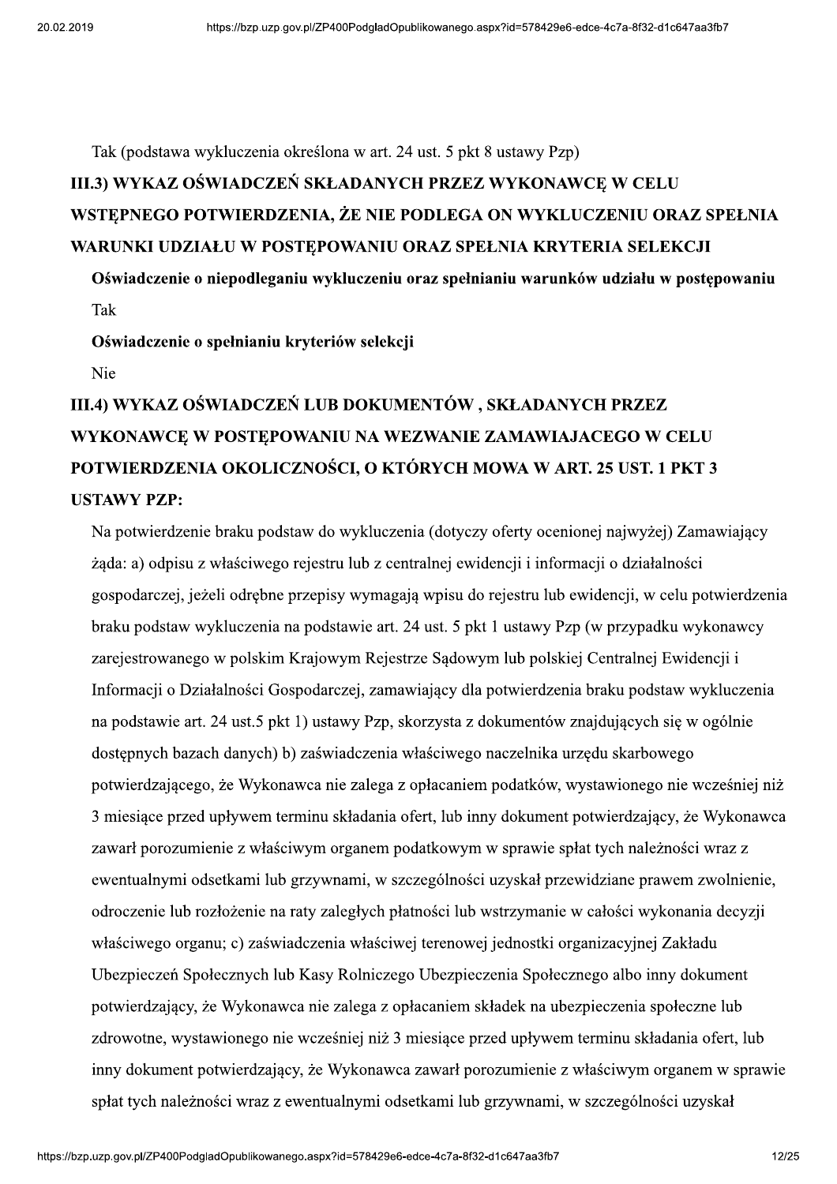Tak (podstawa wykluczenia określona w art. 24 ust. 5 pkt 8 ustawy Pzp)

## III.3) WYKAZ OŚWIADCZEŃ SKŁADANYCH PRZEZ WYKONAWCĘ W CELU WSTĘPNEGO POTWIERDZENIA, ŻE NIE PODLEGA ON WYKLUCZENIU ORAZ SPEŁNIA WARUNKI UDZIAŁU W POSTĘPOWANIU ORAZ SPEŁNIA KRYTERIA SELEKCJI

**Oświadczenie o niepodleganiu wykluczeniu oraz spełnianiu warunków udziału w postępowaniu**

Tak

**Oświadczenie o spełnianiu kryteriów selekcji**

Nie

## III.4) WYKAZ OŚWIADCZEŃ LUB DOKUMENTÓW , SKŁADANYCH PRZEZ WYKONAWCĘ W POSTĘPOWANIU NA WEZWANIE ZAMAWIAJACEGO W CELU POTWIERDZENIA OKOLICZNOŚCI, O KTÓRYCH MOWA W ART. 25 UST. 1 PKT 3 USTAWY PZP:

Na potwierdzenie braku podstaw do wykluczenia (dotyczy oferty ocenionej najwyżej) Zamawiający żąda: a) odpisu z właściwego rejestru lub z centralnej ewidencji i informacji o działalności gospodarczej, jeżeli odrębne przepisy wymagają wpisu do rejestru lub ewidencji, w celu potwierdzenia braku podstaw wykluczenia na podstawie art. 24 ust. 5 pkt 1 ustawy Pzp (w przypadku wykonawcy zarejestrowanego w polskim Krajowym Rejestrze Sądowym lub polskiej Centralnej Ewidencji i Informacji o Działalności Gospodarczej, zamawiający dla potwierdzenia braku podstaw wykluczenia na podstawie art. 24 ust.5 pkt 1) ustawy Pzp, skorzysta z dokumentów znajdujących się w ogólnie dostępnych bazach danych) b) zaświadczenia właściwego naczelnika urzędu skarbowego potwierdzającego, że Wykonawca nie zalega z opłacaniem podatków, wystawionego nie wcześniej niż 3 miesiące przed upływem terminu składania ofert, lub inny dokument potwierdzający, że Wykonawca zawarł porozumienie z właściwym organem podatkowym w sprawie spłat tych należności wraz z ewentualnymi odsetkami lub grzywnami, w szczególności uzyskał przewidziane prawem zwolnienie, odroczenie lub rozłożenie na raty zaległych płatności lub wstrzymanie w całości wykonania decyzji właściwego organu; c) zaświadczenia właściwej terenowej jednostki organizacyjnej Zakładu Ubezpieczeń Społecznych lub Kasy Rolniczego Ubezpieczenia Społecznego albo inny dokument potwierdzający, że Wykonawca nie zalega z opłacaniem składek na ubezpieczenia społeczne lub zdrowotne, wystawionego nie wcześniej niż 3 miesiące przed upływem terminu składania ofert, lub inny dokument potwierdzający, że Wykonawca zawarł porozumienie z właściwym organem w sprawie spłat tych należności wraz z ewentualnymi odsetkami lub grzywnami, w szczególności uzyskał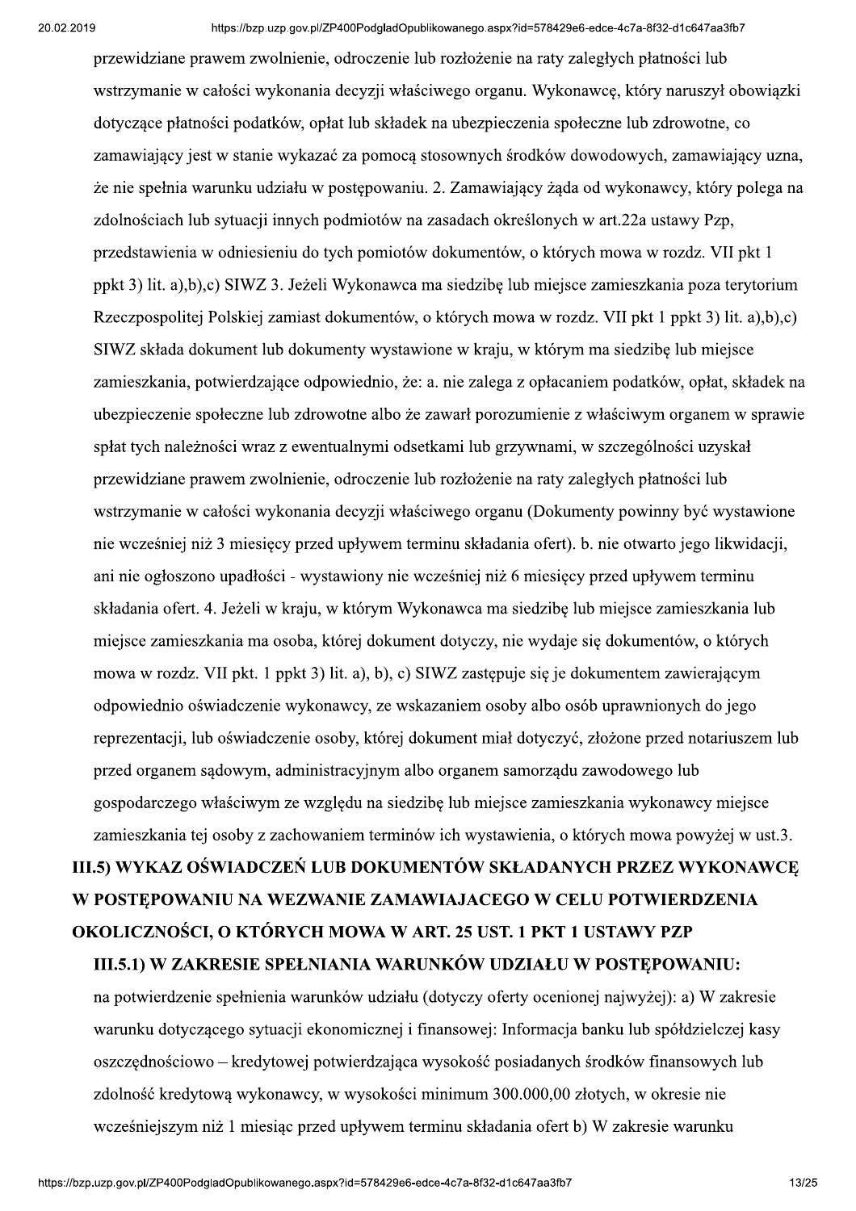przewidziane prawem zwolnienie, odroczenie lub rozłożenie na raty zaległych płatności lub wstrzymanie w całości wykonania decyzji właściwego organu. Wykonawcę, który naruszył obowiązki dotyczące płatności podatków, opłat lub składek na ubezpieczenia społeczne lub zdrowotne, co zamawiający jest w stanie wykazać za pomocą stosownych środków dowodowych, zamawiający uzna, że nie spełnia warunku udziału w postępowaniu. 2. Zamawiający żąda od wykonawcy, który polega na zdolnościach lub sytuacji innych podmiotów na zasadach określonych w art.22a ustawy Pzp, przedstawienia w odniesieniu do tych pomiotów dokumentów, o których mowa w rozdz. VII pkt 1 ppkt 3) lit. a),b),c) SIWZ 3. Jeżeli Wykonawca ma siedzibę lub miejsce zamieszkania poza terytorium Rzeczpospolitej Polskiej zamiast dokumentów, o których mowa w rozdz. VII pkt 1 ppkt 3) lit. a),b),c) SIWZ składa dokument lub dokumenty wystawione w kraju, w którym ma siedzibę lub miejsce zamieszkania, potwierdzające odpowiednio, że: a. nie zalega z opłacaniem podatków, opłat, składek na ubezpieczenie społeczne lub zdrowotne albo że zawarł porozumienie z właściwym organem w sprawie spłat tych należności wraz z ewentualnymi odsetkami lub grzywnami, w szczególności uzyskał przewidziane prawem zwolnienie, odroczenie lub rozłożenie na raty zaległych płatności lub wstrzymanie w całości wykonania decyzji właściwego organu (Dokumenty powinny być wystawione nie wcześniej niż 3 miesięcy przed upływem terminu składania ofert). b. nie otwarto jego likwidacji, ani nie ogłoszono upadłości - wystawiony nie wcześniej niż 6 miesięcy przed upływem terminu składania ofert. 4. Jeżeli w kraju, w którym Wykonawca ma siedzibę lub miejsce zamieszkania lub miejsce zamieszkania ma osoba, której dokument dotyczy, nie wydaje się dokumentów, o których mowa w rozdz. VII pkt. 1 ppkt 3) lit. a), b), c) SIWZ zastępuje się je dokumentem zawierającym odpowiednio oświadczenie wykonawcy, ze wskazaniem osoby albo osób uprawnionych do jego reprezentacji, lub oświadczenie osoby, której dokument miał dotyczyć, złożone przed notariuszem lub przed organem sądowym, administracyjnym albo organem samorządu zawodowego lub gospodarczego właściwym ze względu na siedzibę lub miejsce zamieszkania wykonawcy miejsce zamieszkania tej osoby z zachowaniem terminów ich wystawienia, o których mowa powyżej w ust.3.

## III.5) WYKAZ OŚWIADCZEŃ LUB DOKUMENTÓW SKŁADANYCH PRZEZ WYKONAWCĘ W POSTĘPOWANIU NA WEZWANIE ZAMAWIAJACEGO W CELU POTWIERDZENIA OKOLICZNOŚCI, O KTÓRYCH MOWA W ART. 25 UST. 1 PKT 1 USTAWY PZP

### III.5.1) W ZAKRESIE SPEŁNIANIA WARUNKÓW UDZIAŁU W POSTĘPOWANIU:

na potwierdzenie spełnienia warunków udziału (dotyczy oferty ocenionej najwyżej): a) W zakresie warunku dotyczącego sytuacji ekonomicznej i finansowej: Informacja banku lub spółdzielczej kasy oszczędnościowo – kredytowej potwierdzająca wysokość posiadanych środków finansowych lub zdolność kredytową wykonawcy, w wysokości minimum 300.000,00 złotych, w okresie nie wcześniejszym niż 1 miesiąc przed upływem terminu składania ofert b) W zakresie warunku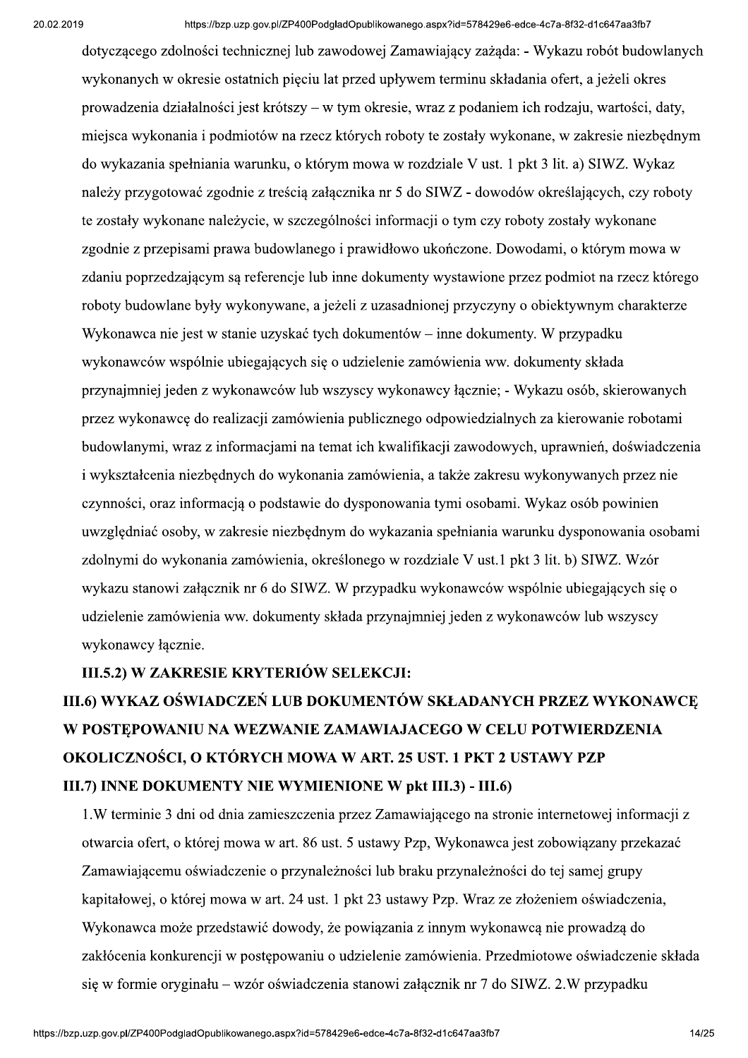dotyczącego zdolności technicznej lub zawodowej Zamawiający zażąda: - Wykazu robót budowlanych wykonanych w okresie ostatnich pięciu lat przed upływem terminu składania ofert, a jeżeli okres prowadzenia działalności jest krótszy – w tym okresie, wraz z podaniem ich rodzaju, wartości, daty, miejsca wykonania i podmiotów na rzecz których roboty te zostały wykonane, w zakresie niezbędnym do wykazania spełniania warunku, o którym mowa w rozdziale V ust. 1 pkt 3 lit. a) SIWZ. Wykaz należy przygotować zgodnie z treścią załącznika nr 5 do SIWZ - dowodów określających, czy roboty te zostały wykonane należycie, w szczególności informacji o tym czy roboty zostały wykonane zgodnie z przepisami prawa budowlanego i prawidłowo ukończone. Dowodami, o którym mowa w zdaniu poprzedzającym są referencje lub inne dokumenty wystawione przez podmiot na rzecz którego roboty budowlane były wykonywane, a jeżeli z uzasadnionej przyczyny o obiektywnym charakterze Wykonawca nie jest w stanie uzyskać tych dokumentów – inne dokumenty. W przypadku wykonawców wspólnie ubiegających się o udzielenie zamówienia ww. dokumenty składa przynajmniej jeden z wykonawców lub wszyscy wykonawcy łącznie; - Wykazu osób, skierowanych przez wykonawcę do realizacji zamówienia publicznego odpowiedzialnych za kierowanie robotami budowlanymi, wraz z informacjami na temat ich kwalifikacji zawodowych, uprawnień, doświadczenia i wykształcenia niezbędnych do wykonania zamówienia, a także zakresu wykonywanych przez nie czynności, oraz informacją o podstawie do dysponowania tymi osobami. Wykaz osób powinien uwzględniać osoby, w zakresie niezbędnym do wykazania spełniania warunku dysponowania osobami zdolnymi do wykonania zamówienia, określonego w rozdziale V ust.1 pkt 3 lit. b) SIWZ. Wzór wykazu stanowi załącznik nr 6 do SIWZ. W przypadku wykonawców wspólnie ubiegających się o udzielenie zamówienia ww. dokumenty składa przynajmniej jeden z wykonawców lub wszyscy wykonawcy łącznie.

**III.5.2) W ZAKRESIE KRYTERIÓW SELEKCJI:**

**III.6) WYKAZ OŚWIADCZEŃ LUB DOKUMENTÓW SKŁADANYCH PRZEZ WYKONAWCĘ W POSTĘPOWANIU NA WEZWANIE ZAMAWIAJACEGO W CELU POTWIERDZENIA OKOLICZNOŚCI, O KTÓRYCH MOWA W ART. 25 UST. 1 PKT 2 USTAWY PZP**

**III.7) INNE DOKUMENTY NIE WYMIENIONE W pkt III.3) - III.6)**

1.W terminie 3 dni od dnia zamieszczenia przez Zamawiającego na stronie internetowej informacji z otwarcia ofert, o której mowa w art. 86 ust. 5 ustawy Pzp, Wykonawca jest zobowiązany przekazać Zamawiającemu oświadczenie o przynależności lub braku przynależności do tej samej grupy kapitałowej, o której mowa w art. 24 ust. 1 pkt 23 ustawy Pzp. Wraz ze złożeniem oświadczenia, Wykonawca może przedstawić dowody, że powiązania z innym wykonawcą nie prowadzą do zakłócenia konkurencji w postępowaniu o udzielenie zamówienia. Przedmiotowe oświadczenie składa się w formie oryginału – wzór oświadczenia stanowi załącznik nr 7 do SIWZ. 2.W przypadku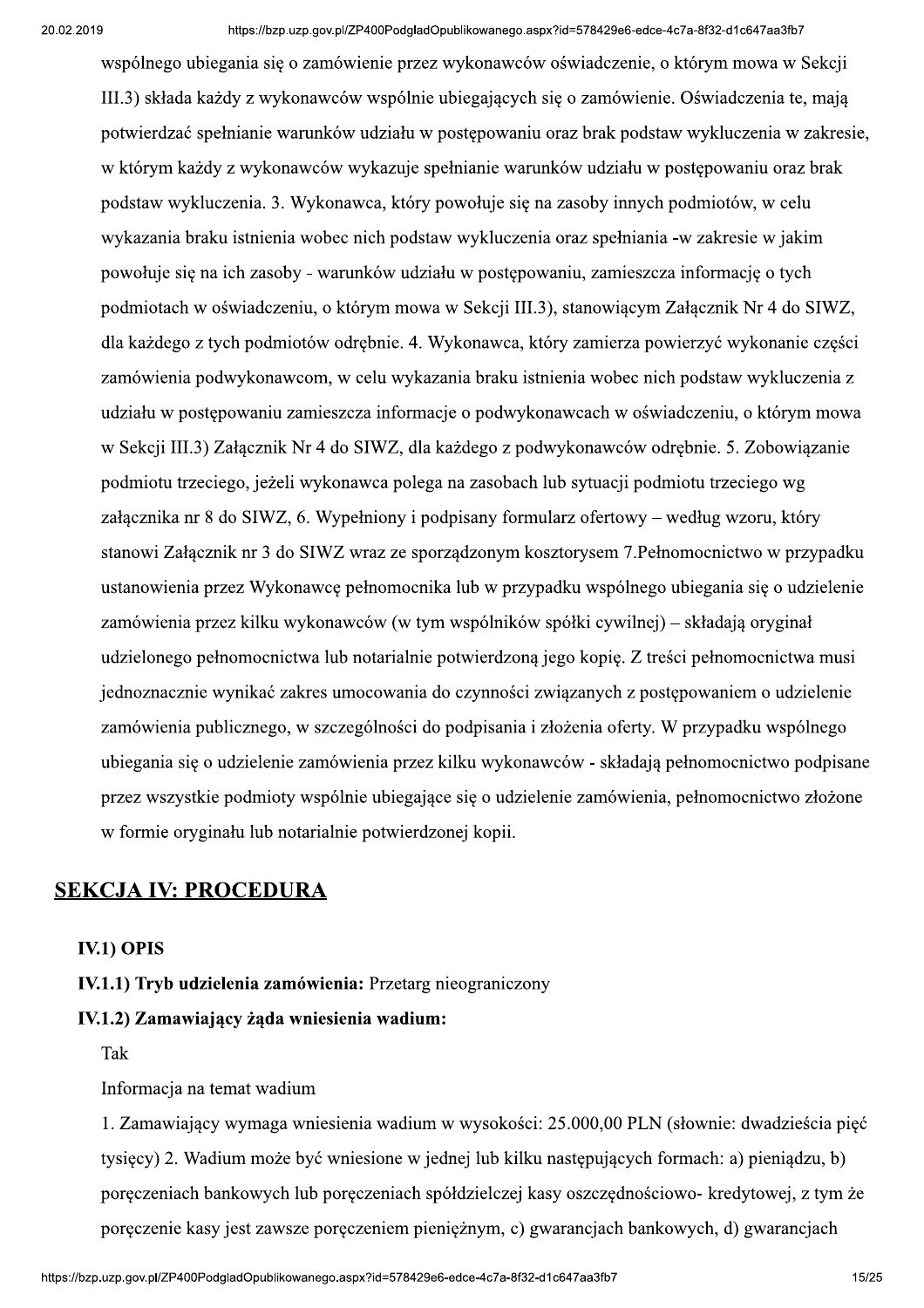wspólnego ubiegania się o zamówienie przez wykonawców oświadczenie, o którym mowa w Sekcji III.3) składa każdy z wykonawców wspólnie ubiegających się o zamówienie. Oświadczenia te, mają potwierdzać spełnianie warunków udziału w postępowaniu oraz brak podstaw wykluczenia w zakresie, w którym każdy z wykonawców wykazuje spełnianie warunków udziału w postępowaniu oraz brak podstaw wykluczenia. 3. Wykonawca, który powołuje się na zasoby innych podmiotów, w celu wykazania braku istnienia wobec nich podstaw wykluczenia oraz spełniania -w zakresie w jakim powołuje się na ich zasoby - warunków udziału w postępowaniu, zamieszcza informację o tych podmiotach w oświadczeniu, o którym mowa w Sekcji III.3), stanowiącym Załącznik Nr 4 do SIWZ, dla każdego z tych podmiotów odrębnie. 4. Wykonawca, który zamierza powierzyć wykonanie części zamówienia podwykonawcom, w celu wykazania braku istnienia wobec nich podstaw wykluczenia z udziału w postępowaniu zamieszcza informacje o podwykonawcach w oświadczeniu, o którym mowa w Sekcji III.3) Załącznik Nr 4 do SIWZ, dla każdego z podwykonawców odrębnie. 5. Zobowiązanie podmiotu trzeciego, jeżeli wykonawca polega na zasobach lub sytuacji podmiotu trzeciego wg załącznika nr 8 do SIWZ, 6. Wypełniony i podpisany formularz ofertowy – według wzoru, który stanowi Załącznik nr 3 do SIWZ wraz ze sporządzonym kosztorysem 7.Pełnomocnictwo w przypadku ustanowienia przez Wykonawcę pełnomocnika lub w przypadku wspólnego ubiegania się o udzielenie zamówienia przez kilku wykonawców (w tym wspólników spółki cywilnej) – składają oryginał udzielonego pełnomocnictwa lub notarialnie potwierdzoną jego kopię. Z treści pełnomocnictwa musi jednoznacznie wynikać zakres umocowania do czynności związanych z postępowaniem o udzielenie zamówienia publicznego, w szczególności do podpisania i złożenia oferty. W przypadku wspólnego ubiegania się o udzielenie zamówienia przez kilku wykonawców - składają pełnomocnictwo podpisane przez wszystkie podmioty wspólnie ubiegające się o udzielenie zamówienia, pełnomocnictwo złożone w formie oryginału lub notarialnie potwierdzonej kopii.

## SEKCJA IV: PROCEDURA

### IV.1) OPIS

**IV.1.1) Tryb udzielenia zamówienia:** Przetarg nieograniczony

**IV.1.2) Zamawiający żąda wniesienia wadium:**

Tak

Informacja na temat wadium

1. Zamawiający wymaga wniesienia wadium w wysokości: 25.000,00 PLN (słownie: dwadzieścia pięć tysięcy) 2. Wadium może być wniesione w jednej lub kilku następujących formach: a) pieniądzu, b) poręczeniach bankowych lub poręczeniach spółdzielczej kasy oszczędnościowo- kredytowej, z tym że poręczenie kasy jest zawsze poręczeniem pieniężnym, c) gwarancjach bankowych, d) gwarancjach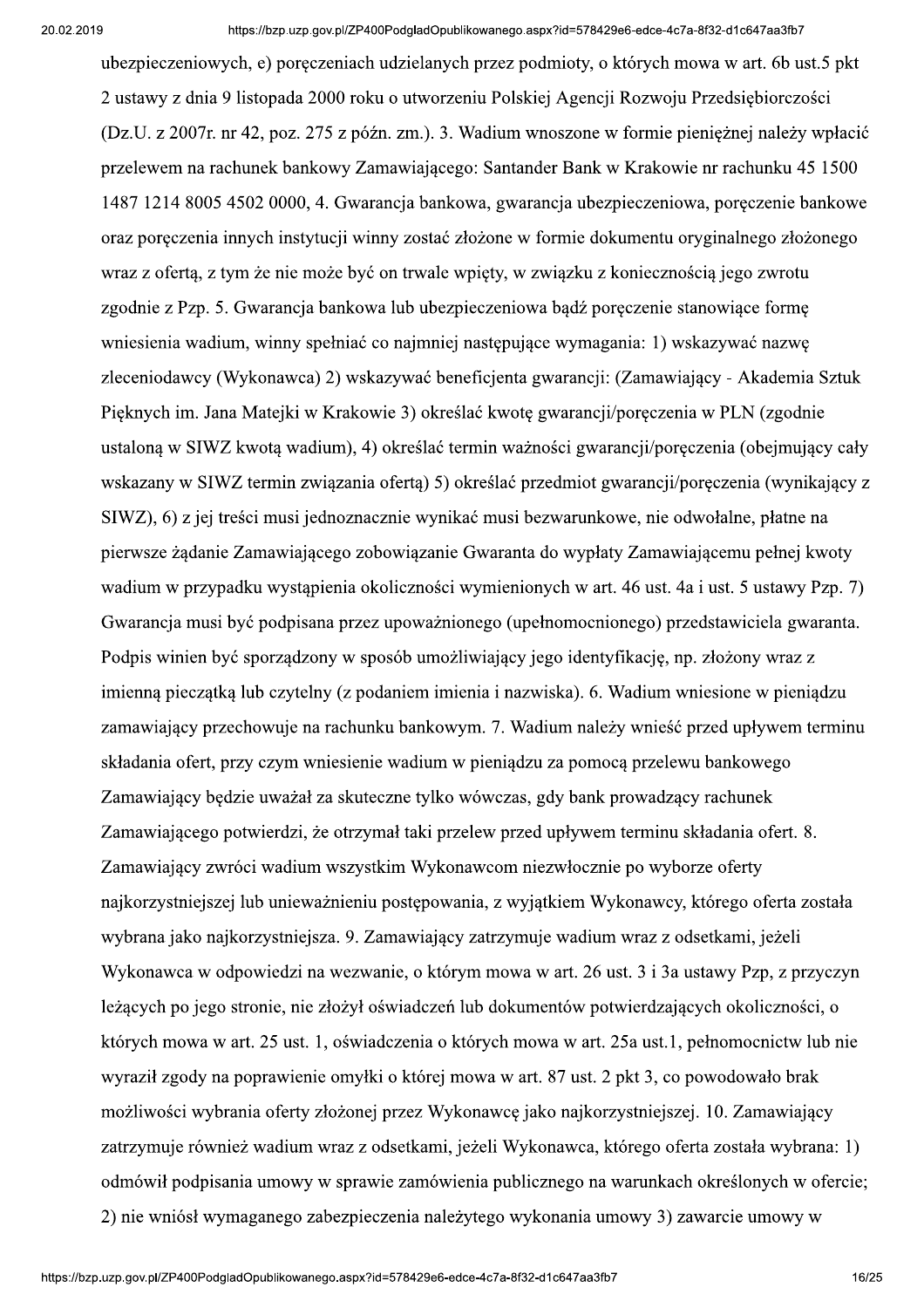ubezpieczeniowych, e) poręczeniach udzielanych przez podmioty, o których mowa w art. 6b ust.5 pkt 2 ustawy z dnia 9 listopada 2000 roku o utworzeniu Polskiej Agencji Rozwoju Przedsiębiorczości (Dz.U. z 2007r. nr 42, poz. 275 z późn. zm.). 3. Wadium wnoszone w formie pieniężnej należy wpłacić przelewem na rachunek bankowy Zamawiającego: Santander Bank w Krakowie nr rachunku 45 1500 1487 1214 8005 4502 0000, 4. Gwarancja bankowa, gwarancja ubezpieczeniowa, poręczenie bankowe oraz poręczenia innych instytucji winny zostać złożone w formie dokumentu oryginalnego złożonego wraz z ofertą, z tym że nie może być on trwale wpięty, w związku z koniecznością jego zwrotu zgodnie z Pzp. 5. Gwarancja bankowa lub ubezpieczeniowa bądź poręczenie stanowiące formę wniesienia wadium, winny spełniać co najmniej następujące wymagania: 1) wskazywać nazwę zleceniodawcy (Wykonawca) 2) wskazywać beneficjenta gwarancji: (Zamawiający - Akademia Sztuk Pięknych im. Jana Matejki w Krakowie 3) określać kwotę gwarancji/poręczenia w PLN (zgodnie ustaloną w SIWZ kwotą wadium), 4) określać termin ważności gwarancji/poręczenia (obejmujący cały wskazany w SIWZ termin związania ofertą) 5) określać przedmiot gwarancji/poręczenia (wynikający z SIWZ), 6) z jej treści musi jednoznacznie wynikać musi bezwarunkowe, nie odwołalne, płatne na pierwsze żądanie Zamawiającego zobowiązanie Gwaranta do wypłaty Zamawiającemu pełnej kwoty wadium w przypadku wystąpienia okoliczności wymienionych w art. 46 ust. 4a i ust. 5 ustawy Pzp. 7) Gwarancja musi być podpisana przez upoważnionego (upełnomocnionego) przedstawiciela gwaranta. Podpis winien być sporządzony w sposób umożliwiający jego identyfikację, np. złożony wraz z imienną pieczątką lub czytelny (z podaniem imienia i nazwiska). 6. Wadium wniesione w pieniądzu zamawiający przechowuje na rachunku bankowym. 7. Wadium należy wnieść przed upływem terminu składania ofert, przy czym wniesienie wadium w pieniądzu za pomocą przelewu bankowego Zamawiający będzie uważał za skuteczne tylko wówczas, gdy bank prowadzący rachunek Zamawiającego potwierdzi, że otrzymał taki przelew przed upływem terminu składania ofert. 8. Zamawiający zwróci wadium wszystkim Wykonawcom niezwłocznie po wyborze oferty najkorzystniejszej lub unieważnieniu postępowania, z wyjątkiem Wykonawcy, którego oferta została wybrana jako najkorzystniejsza. 9. Zamawiający zatrzymuje wadium wraz z odsetkami, jeżeli Wykonawca w odpowiedzi na wezwanie, o którym mowa w art. 26 ust. 3 i 3a ustawy Pzp, z przyczyn leżących po jego stronie, nie złożył oświadczeń lub dokumentów potwierdzających okoliczności, o których mowa w art. 25 ust. 1, oświadczenia o których mowa w art. 25a ust.1, pełnomocnictw lub nie wyraził zgody na poprawienie omyłki o której mowa w art. 87 ust. 2 pkt 3, co powodowało brak możliwości wybrania oferty złożonej przez Wykonawcę jako najkorzystniejszej. 10. Zamawiający zatrzymuje również wadium wraz z odsetkami, jeżeli Wykonawca, którego oferta została wybrana: 1) odmówił podpisania umowy w sprawie zamówienia publicznego na warunkach określonych w ofercie; 2) nie wniósł wymaganego zabezpieczenia należytego wykonania umowy 3) zawarcie umowy w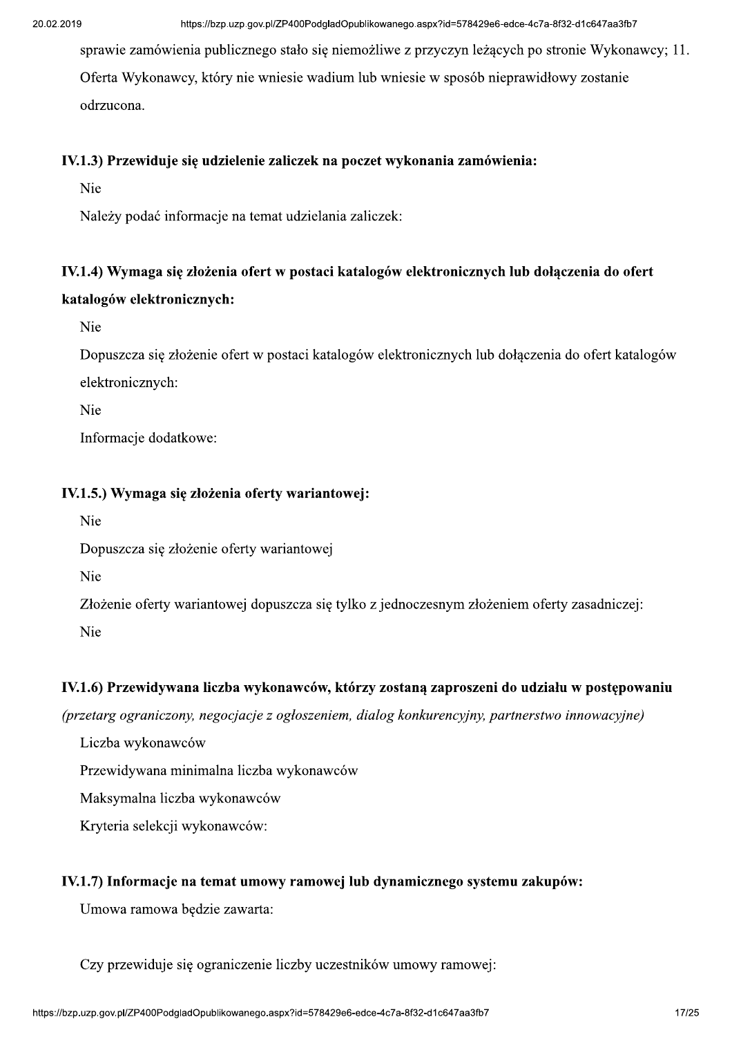sprawie zamówienia publicznego stało się niemożliwe z przyczyn leżących po stronie Wykonawcy; 11. Oferta Wykonawcy, który nie wniesie wadium lub wniesie w sposób nieprawidłowy zostanie odrzucona.

**IV.1.3) Przewiduje się udzielenie zaliczek na poczet wykonania zamówienia:**

Nie

Należy podać informacje na temat udzielania zaliczek:

**IV.1.4) Wymaga się złożenia ofert w postaci katalogów elektronicznych lub dołączenia do ofert katalogów elektronicznych:**

Nie

Dopuszcza się złożenie ofert w postaci katalogów elektronicznych lub dołączenia do ofert katalogów elektronicznych:

Nie

Informacje dodatkowe:

**IV.1.5.) Wymaga się złożenia oferty wariantowej:**

Nie

Dopuszcza się złożenie oferty wariantowej

Nie

Złożenie oferty wariantowej dopuszcza się tylko z jednoczesnym złożeniem oferty zasadniczej:

Nie

**IV.1.6) Przewidywana liczba wykonawców, którzy zostaną zaproszeni do udziału w postępowaniu**

*(przetarg ograniczony, negocjacje z ogłoszeniem, dialog konkurencyjny, partnerstwo innowacyjne)*

Liczba wykonawców

Przewidywana minimalna liczba wykonawców

Maksymalna liczba wykonawców

Kryteria selekcji wykonawców:

**IV.1.7) Informacje na temat umowy ramowej lub dynamicznego systemu zakupów:**

Umowa ramowa będzie zawarta:

Czy przewiduje się ograniczenie liczby uczestników umowy ramowej: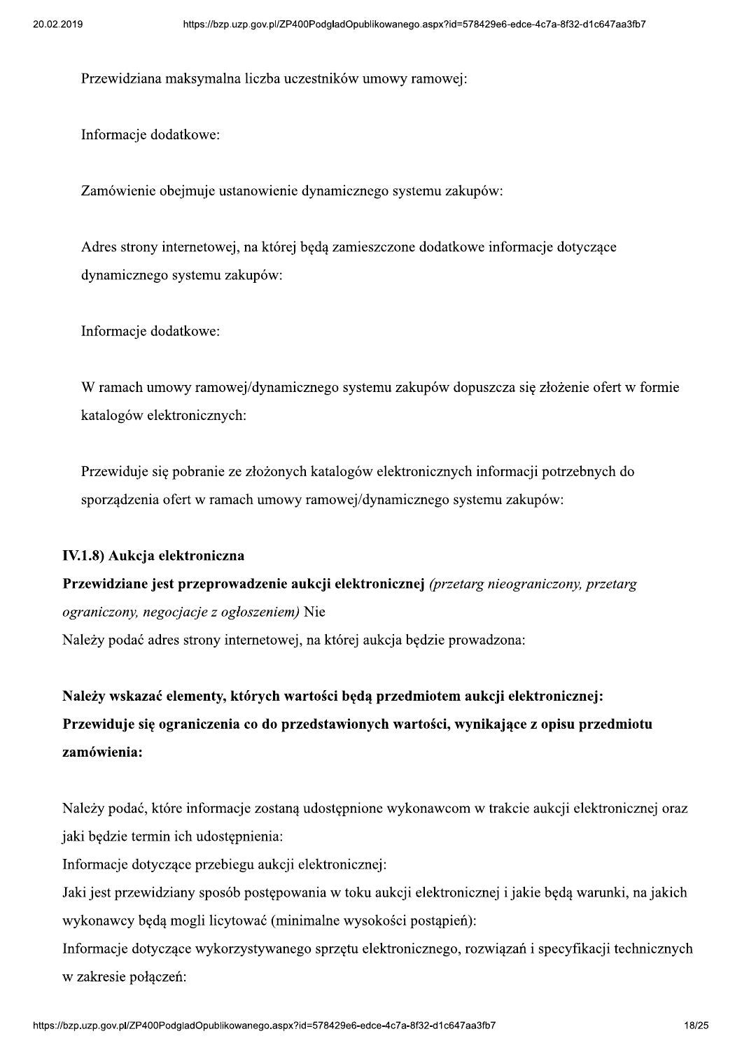Przewidziana maksymalna liczba uczestników umowy ramowej:

Informacje dodatkowe:

Zamówienie obejmuje ustanowienie dynamicznego systemu zakupów:

Adres strony internetowej, na której będą zamieszczone dodatkowe informacje dotyczące dynamicznego systemu zakupów:

Informacje dodatkowe:

W ramach umowy ramowej/dynamicznego systemu zakupów dopuszcza się złożenie ofert w formie katalogów elektronicznych:

Przewiduje się pobranie ze złożonych katalogów elektronicznych informacji potrzebnych do sporządzenia ofert w ramach umowy ramowej/dynamicznego systemu zakupów:

**IV.1.8) Aukcja elektroniczna**

**Przewidziane jest przeprowadzenie aukcji elektronicznej** *(przetarg nieograniczony, przetarg ograniczony, negocjacje z ogłoszeniem)* Nie

Należy podać adres strony internetowej, na której aukcja będzie prowadzona:

**Należy wskazać elementy, których wartości będą przedmiotem aukcji elektronicznej:**

**Przewiduje się ograniczenia co do przedstawionych wartości, wynikające z opisu przedmiotu zamówienia:**

Należy podać, które informacje zostaną udostępnione wykonawcom w trakcie aukcji elektronicznej oraz jaki będzie termin ich udostępnienia:

Informacje dotyczące przebiegu aukcji elektronicznej:

Jaki jest przewidziany sposób postępowania w toku aukcji elektronicznej i jakie będą warunki, na jakich wykonawcy będą mogli licytować (minimalne wysokości postąpień):

Informacje dotyczące wykorzystywanego sprzętu elektronicznego, rozwiązań i specyfikacji technicznych w zakresie połączeń: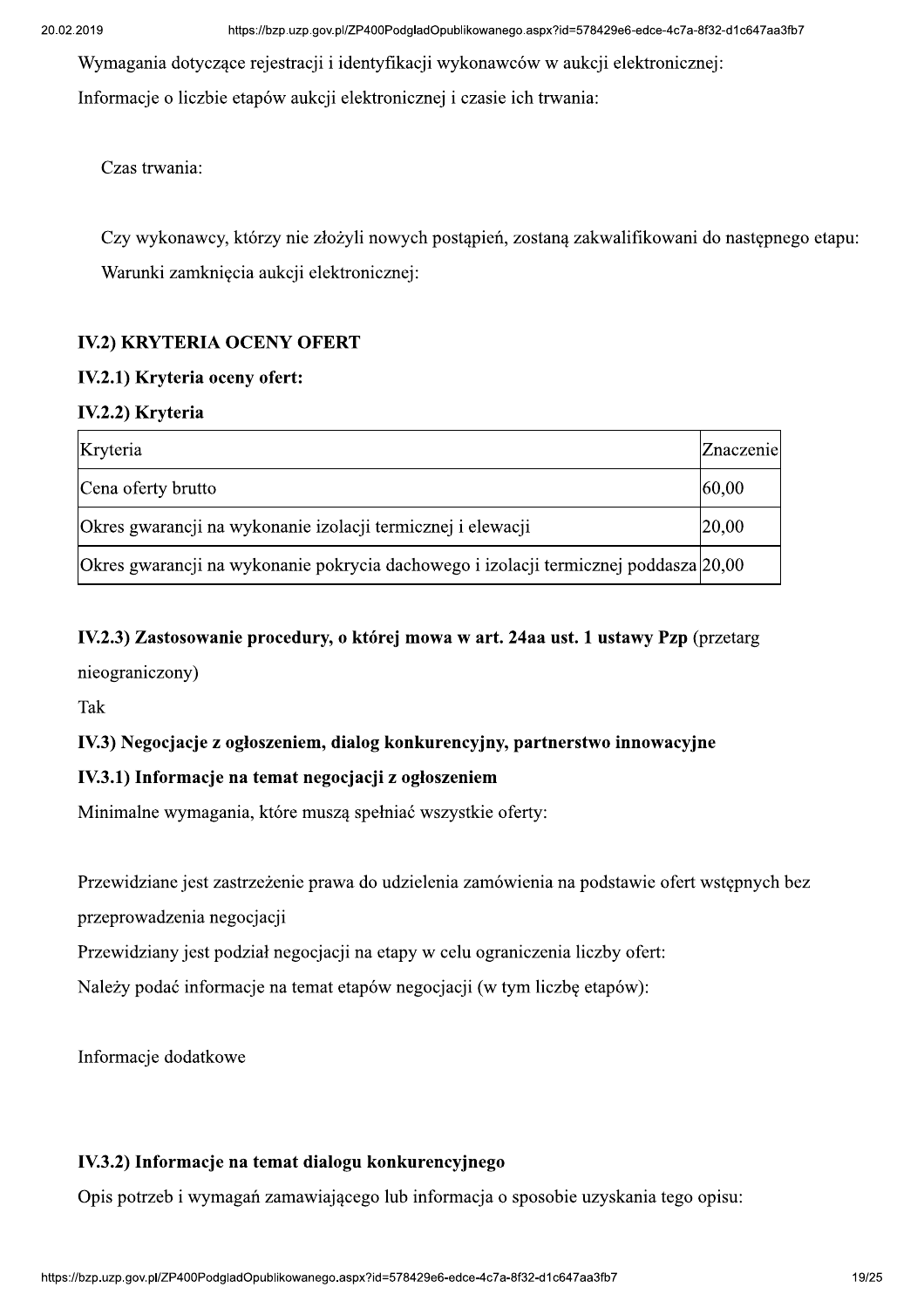Wymagania dotyczące rejestracji i identyfikacji wykonawców w aukcji elektronicznej:

Informacje o liczbie etapów aukcji elektronicznej i czasie ich trwania:

Czas trwania:

Czy wykonawcy, którzy nie złożyli nowych postąpień, zostaną zakwalifikowani do następnego etapu:

Warunki zamknięcia aukcji elektronicznej:

### IV.2) KRYTERIA OCENY OFERT

#### IV.2.1) Kryteria oceny ofert:

#### IV.2.2) Kryteria

| Kryteria | Znaczenie |
| --- | --- |
| Cena oferty brutto | 60,00 |
| Okres gwarancji na wykonanie izolacji termicznej i elewacji | 20,00 |
| Okres gwarancji na wykonanie pokrycia dachowego i izolacji termicznej poddasza | 20,00 |

#### IV.2.3) Zastosowanie procedury, o której mowa w art. 24aa ust. 1 ustawy Pzp (przetarg nieograniczony)

Tak

### IV.3) Negocjacje z ogłoszeniem, dialog konkurencyjny, partnerstwo innowacyjne

#### IV.3.1) Informacje na temat negocjacji z ogłoszeniem

Minimalne wymagania, które muszą spełniać wszystkie oferty:

Przewidziane jest zastrzeżenie prawa do udzielenia zamówienia na podstawie ofert wstępnych bez przeprowadzenia negocjacji

Przewidziany jest podział negocjacji na etapy w celu ograniczenia liczby ofert:

Należy podać informacje na temat etapów negocjacji (w tym liczbę etapów):

Informacje dodatkowe

#### IV.3.2) Informacje na temat dialogu konkurencyjnego

Opis potrzeb i wymagań zamawiającego lub informacja o sposobie uzyskania tego opisu: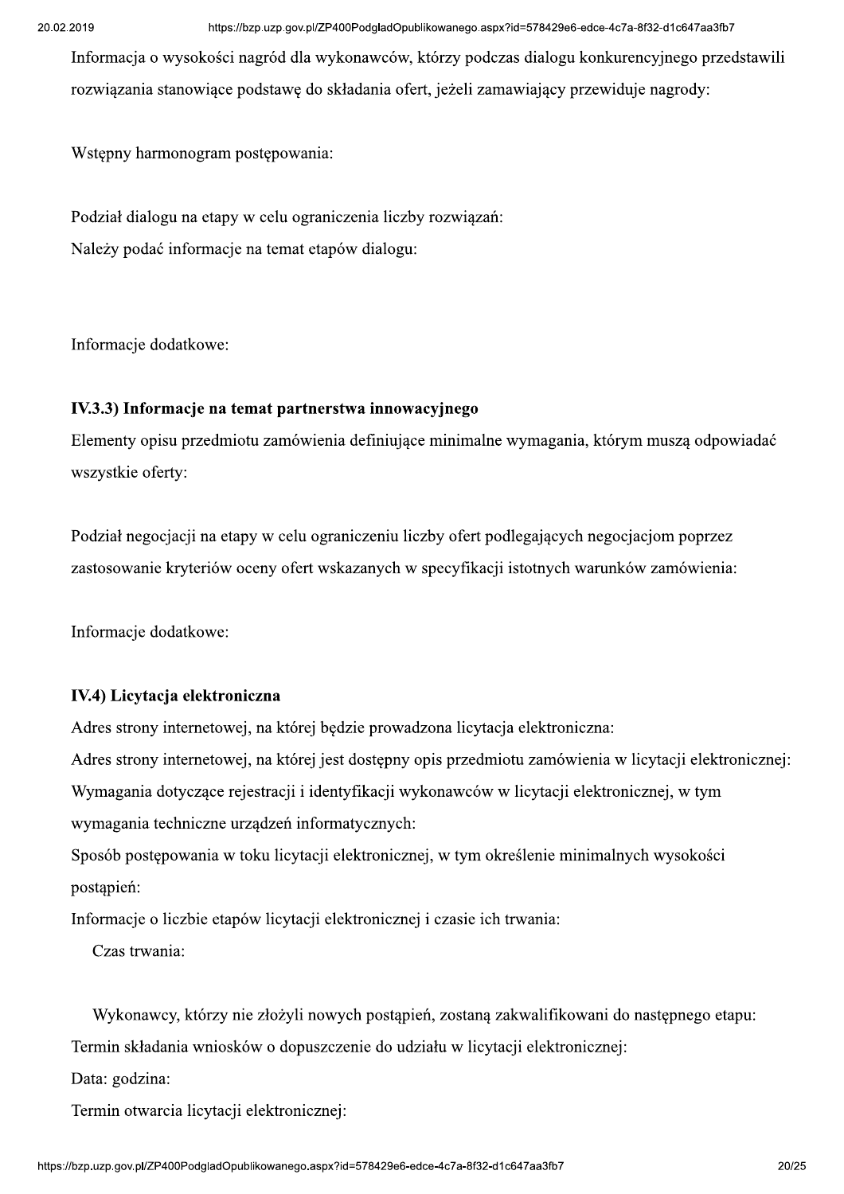Informacja o wysokości nagród dla wykonawców, którzy podczas dialogu konkurencyjnego przedstawili rozwiązania stanowiące podstawę do składania ofert, jeżeli zamawiający przewiduje nagrody:

Wstępny harmonogram postępowania:

Podział dialogu na etapy w celu ograniczenia liczby rozwiązań:

Należy podać informacje na temat etapów dialogu:

Informacje dodatkowe:

### IV.3.3) Informacje na temat partnerstwa innowacyjnego

Elementy opisu przedmiotu zamówienia definiujące minimalne wymagania, którym muszą odpowiadać wszystkie oferty:

Podział negocjacji na etapy w celu ograniczeniu liczby ofert podlegających negocjacjom poprzez zastosowanie kryteriów oceny ofert wskazanych w specyfikacji istotnych warunków zamówienia:

Informacje dodatkowe:

### IV.4) Licytacja elektroniczna

Adres strony internetowej, na której będzie prowadzona licytacja elektroniczna:

Adres strony internetowej, na której jest dostępny opis przedmiotu zamówienia w licytacji elektronicznej:

Wymagania dotyczące rejestracji i identyfikacji wykonawców w licytacji elektronicznej, w tym wymagania techniczne urządzeń informatycznych:

Sposób postępowania w toku licytacji elektronicznej, w tym określenie minimalnych wysokości postąpień:

Informacje o liczbie etapów licytacji elektronicznej i czasie ich trwania:

Czas trwania:

Wykonawcy, którzy nie złożyli nowych postąpień, zostaną zakwalifikowani do następnego etapu:

Termin składania wniosków o dopuszczenie do udziału w licytacji elektronicznej:

Data: godzina:

Termin otwarcia licytacji elektronicznej: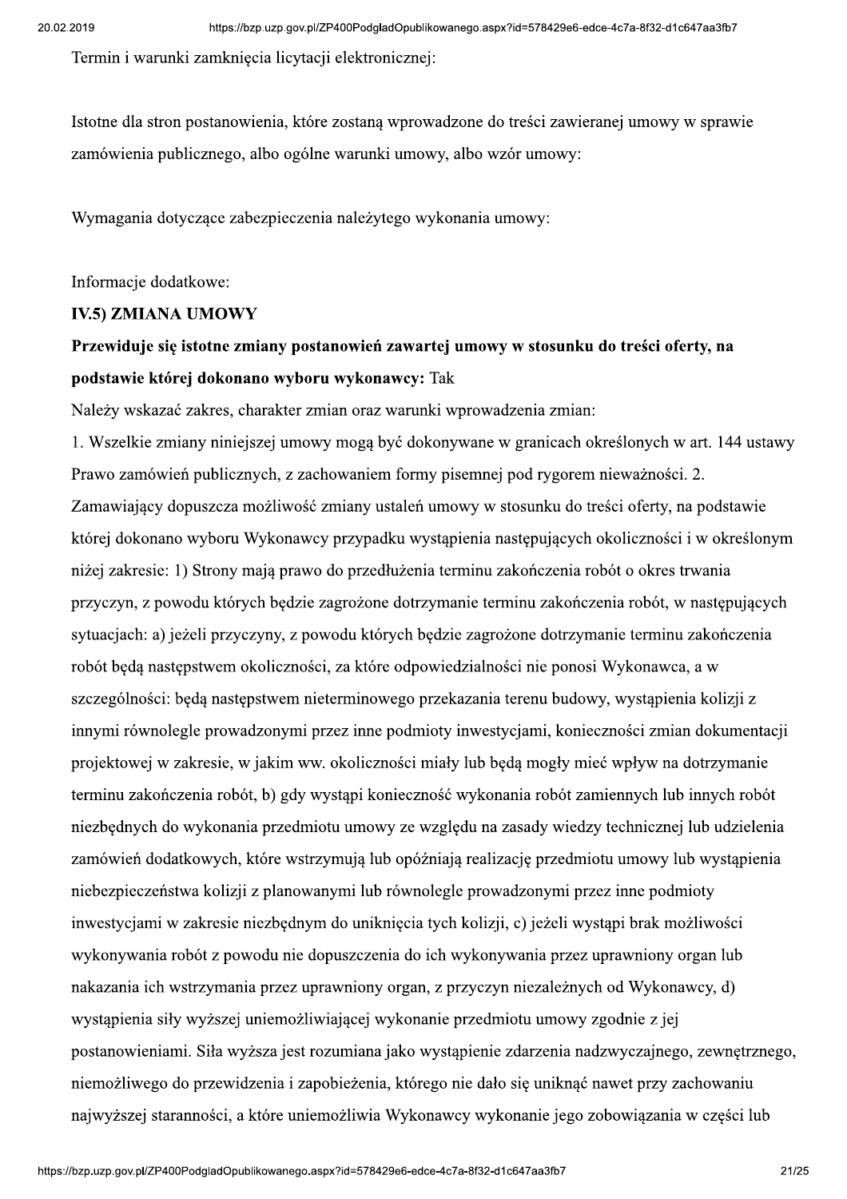Termin i warunki zamknięcia licytacji elektronicznej:

Istotne dla stron postanowienia, które zostaną wprowadzone do treści zawieranej umowy w sprawie zamówienia publicznego, albo ogólne warunki umowy, albo wzór umowy:

Wymagania dotyczące zabezpieczenia należytego wykonania umowy:

Informacje dodatkowe:

**IV.5) ZMIANA UMOWY**

**Przewiduje się istotne zmiany postanowień zawartej umowy w stosunku do treści oferty, na podstawie której dokonano wyboru wykonawcy:** Tak

Należy wskazać zakres, charakter zmian oraz warunki wprowadzenia zmian:

1. Wszelkie zmiany niniejszej umowy mogą być dokonywane w granicach określonych w art. 144 ustawy Prawo zamówień publicznych, z zachowaniem formy pisemnej pod rygorem nieważności. 2. Zamawiający dopuszcza możliwość zmiany ustaleń umowy w stosunku do treści oferty, na podstawie której dokonano wyboru Wykonawcy przypadku wystąpienia następujących okoliczności i w określonym niżej zakresie: 1) Strony mają prawo do przedłużenia terminu zakończenia robót o okres trwania przyczyn, z powodu których będzie zagrożone dotrzymanie terminu zakończenia robót, w następujących sytuacjach: a) jeżeli przyczyny, z powodu których będzie zagrożone dotrzymanie terminu zakończenia robót będą następstwem okoliczności, za które odpowiedzialności nie ponosi Wykonawca, a w szczególności: będą następstwem nieterminowego przekazania terenu budowy, wystąpienia kolizji z innymi równolegle prowadzonymi przez inne podmioty inwestycjami, konieczności zmian dokumentacji projektowej w zakresie, w jakim ww. okoliczności miały lub będą mogły mieć wpływ na dotrzymanie terminu zakończenia robót, b) gdy wystąpi konieczność wykonania robót zamiennych lub innych robót niezbędnych do wykonania przedmiotu umowy ze względu na zasady wiedzy technicznej lub udzielenia zamówień dodatkowych, które wstrzymują lub opóźniają realizację przedmiotu umowy lub wystąpienia niebezpieczeństwa kolizji z planowanymi lub równolegle prowadzonymi przez inne podmioty inwestycjami w zakresie niezbędnym do uniknięcia tych kolizji, c) jeżeli wystąpi brak możliwości wykonywania robót z powodu nie dopuszczenia do ich wykonywania przez uprawniony organ lub nakazania ich wstrzymania przez uprawniony organ, z przyczyn niezależnych od Wykonawcy, d) wystąpienia siły wyższej uniemożliwiającej wykonanie przedmiotu umowy zgodnie z jej postanowieniami. Siła wyższa jest rozumiana jako wystąpienie zdarzenia nadzwyczajnego, zewnętrznego, niemożliwego do przewidzenia i zapobieżenia, którego nie dało się uniknąć nawet przy zachowaniu najwyższej staranności, a które uniemożliwia Wykonawcy wykonanie jego zobowiązania w części lub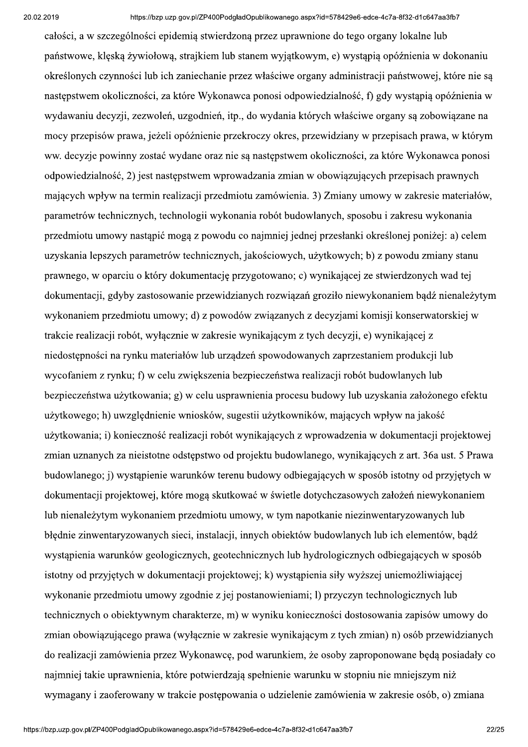całości, a w szczególności epidemią stwierdzoną przez uprawnione do tego organy lokalne lub państwowe, klęską żywiołową, strajkiem lub stanem wyjątkowym, e) wystąpią opóźnienia w dokonaniu określonych czynności lub ich zaniechanie przez właściwe organy administracji państwowej, które nie są następstwem okoliczności, za które Wykonawca ponosi odpowiedzialność, f) gdy wystąpią opóźnienia w wydawaniu decyzji, zezwoleń, uzgodnień, itp., do wydania których właściwe organy są zobowiązane na mocy przepisów prawa, jeżeli opóźnienie przekroczy okres, przewidziany w przepisach prawa, w którym ww. decyzje powinny zostać wydane oraz nie są następstwem okoliczności, za które Wykonawca ponosi odpowiedzialność, 2) jest następstwem wprowadzania zmian w obowiązujących przepisach prawnych mających wpływ na termin realizacji przedmiotu zamówienia. 3) Zmiany umowy w zakresie materiałów, parametrów technicznych, technologii wykonania robót budowlanych, sposobu i zakresu wykonania przedmiotu umowy nastąpić mogą z powodu co najmniej jednej przesłanki określonej poniżej: a) celem uzyskania lepszych parametrów technicznych, jakościowych, użytkowych; b) z powodu zmiany stanu prawnego, w oparciu o który dokumentację przygotowano; c) wynikającej ze stwierdzonych wad tej dokumentacji, gdyby zastosowanie przewidzianych rozwiązań groziło niewykonaniem bądź nienależytym wykonaniem przedmiotu umowy; d) z powodów związanych z decyzjami komisji konserwatorskiej w trakcie realizacji robót, wyłącznie w zakresie wynikającym z tych decyzji, e) wynikającej z niedostępności na rynku materiałów lub urządzeń spowodowanych zaprzestaniem produkcji lub wycofaniem z rynku; f) w celu zwiększenia bezpieczeństwa realizacji robót budowlanych lub bezpieczeństwa użytkowania; g) w celu usprawnienia procesu budowy lub uzyskania założonego efektu użytkowego; h) uwzględnienie wniosków, sugestii użytkowników, mających wpływ na jakość użytkowania; i) konieczność realizacji robót wynikających z wprowadzenia w dokumentacji projektowej zmian uznanych za nieistotne odstępstwo od projektu budowlanego, wynikających z art. 36a ust. 5 Prawa budowlanego; j) wystąpienie warunków terenu budowy odbiegających w sposób istotny od przyjętych w dokumentacji projektowej, które mogą skutkować w świetle dotychczasowych założeń niewykonaniem lub nienależytym wykonaniem przedmiotu umowy, w tym napotkanie niezinwentaryzowanych lub błędnie zinwentaryzowanych sieci, instalacji, innych obiektów budowlanych lub ich elementów, bądź wystąpienia warunków geologicznych, geotechnicznych lub hydrologicznych odbiegających w sposób istotny od przyjętych w dokumentacji projektowej; k) wystąpienia siły wyższej uniemożliwiającej wykonanie przedmiotu umowy zgodnie z jej postanowieniami; l) przyczyn technologicznych lub technicznych o obiektywnym charakterze, m) w wyniku konieczności dostosowania zapisów umowy do zmian obowiązującego prawa (wyłącznie w zakresie wynikającym z tych zmian) n) osób przewidzianych do realizacji zamówienia przez Wykonawcę, pod warunkiem, że osoby zaproponowane będą posiadały co najmniej takie uprawnienia, które potwierdzają spełnienie warunku w stopniu nie mniejszym niż wymagany i zaoferowany w trakcie postępowania o udzielenie zamówienia w zakresie osób, o) zmiana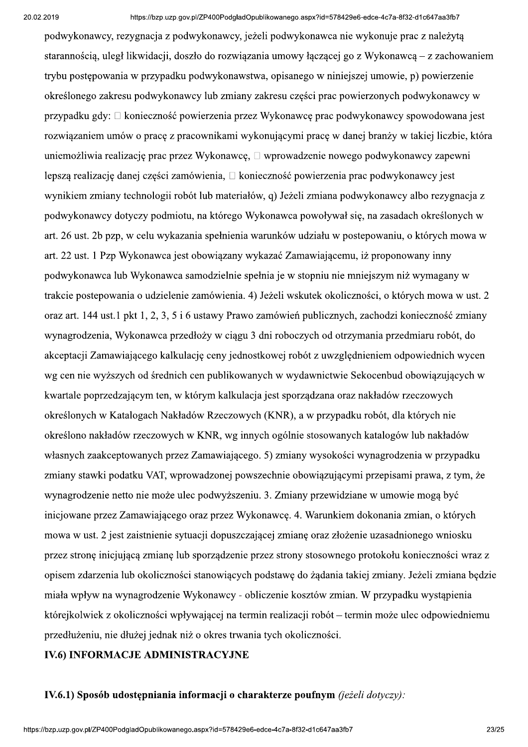podwykonawcy, rezygnacja z podwykonawcy, jeżeli podwykonawca nie wykonuje prac z należytą starannością, uległ likwidacji, doszło do rozwiązania umowy łączącej go z Wykonawcą – z zachowaniem trybu postępowania w przypadku podwykonawstwa, opisanego w niniejszej umowie, p) powierzenie określonego zakresu podwykonawcy lub zmiany zakresu części prac powierzonych podwykonawcy w przypadku gdy:  konieczność powierzenia przez Wykonawcę prac podwykonawcy spowodowana jest rozwiązaniem umów o pracę z pracownikami wykonującymi pracę w danej branży w takiej liczbie, która uniemożliwia realizację prac przez Wykonawcę,  wprowadzenie nowego podwykonawcy zapewni lepszą realizację danej części zamówienia,  konieczność powierzenia prac podwykonawcy jest wynikiem zmiany technologii robót lub materiałów, q) Jeżeli zmiana podwykonawcy albo rezygnacja z podwykonawcy dotyczy podmiotu, na którego Wykonawca powoływał się, na zasadach określonych w art. 26 ust. 2b pzp, w celu wykazania spełnienia warunków udziału w postepowaniu, o których mowa w art. 22 ust. 1 Pzp Wykonawca jest obowiązany wykazać Zamawiającemu, iż proponowany inny podwykonawca lub Wykonawca samodzielnie spełnia je w stopniu nie mniejszym niż wymagany w trakcie postepowania o udzielenie zamówienia. 4) Jeżeli wskutek okoliczności, o których mowa w ust. 2 oraz art. 144 ust.1 pkt 1, 2, 3, 5 i 6 ustawy Prawo zamówień publicznych, zachodzi konieczność zmiany wynagrodzenia, Wykonawca przedłoży w ciągu 3 dni roboczych od otrzymania przedmiaru robót, do akceptacji Zamawiającego kalkulację ceny jednostkowej robót z uwzględnieniem odpowiednich wycen wg cen nie wyższych od średnich cen publikowanych w wydawnictwie Sekocenbud obowiązujących w kwartale poprzedzającym ten, w którym kalkulacja jest sporządzana oraz nakładów rzeczowych określonych w Katalogach Nakładów Rzeczowych (KNR), a w przypadku robót, dla których nie określono nakładów rzeczowych w KNR, wg innych ogólnie stosowanych katalogów lub nakładów własnych zaakceptowanych przez Zamawiającego. 5) zmiany wysokości wynagrodzenia w przypadku zmiany stawki podatku VAT, wprowadzonej powszechnie obowiązującymi przepisami prawa, z tym, że wynagrodzenie netto nie może ulec podwyższeniu. 3. Zmiany przewidziane w umowie mogą być inicjowane przez Zamawiającego oraz przez Wykonawcę. 4. Warunkiem dokonania zmian, o których mowa w ust. 2 jest zaistnienie sytuacji dopuszczającej zmianę oraz złożenie uzasadnionego wniosku przez stronę inicjującą zmianę lub sporządzenie przez strony stosownego protokołu konieczności wraz z opisem zdarzenia lub okoliczności stanowiących podstawę do żądania takiej zmiany. Jeżeli zmiana będzie miała wpływ na wynagrodzenie Wykonawcy - obliczenie kosztów zmian. W przypadku wystąpienia którejkolwiek z okoliczności wpływającej na termin realizacji robót – termin może ulec odpowiedniemu przedłużeniu, nie dłużej jednak niż o okres trwania tych okoliczności.

**IV.6) INFORMACJE ADMINISTRACYJNE**

**IV.6.1) Sposób udostępniania informacji o charakterze poufnym** *(jeżeli dotyczy):*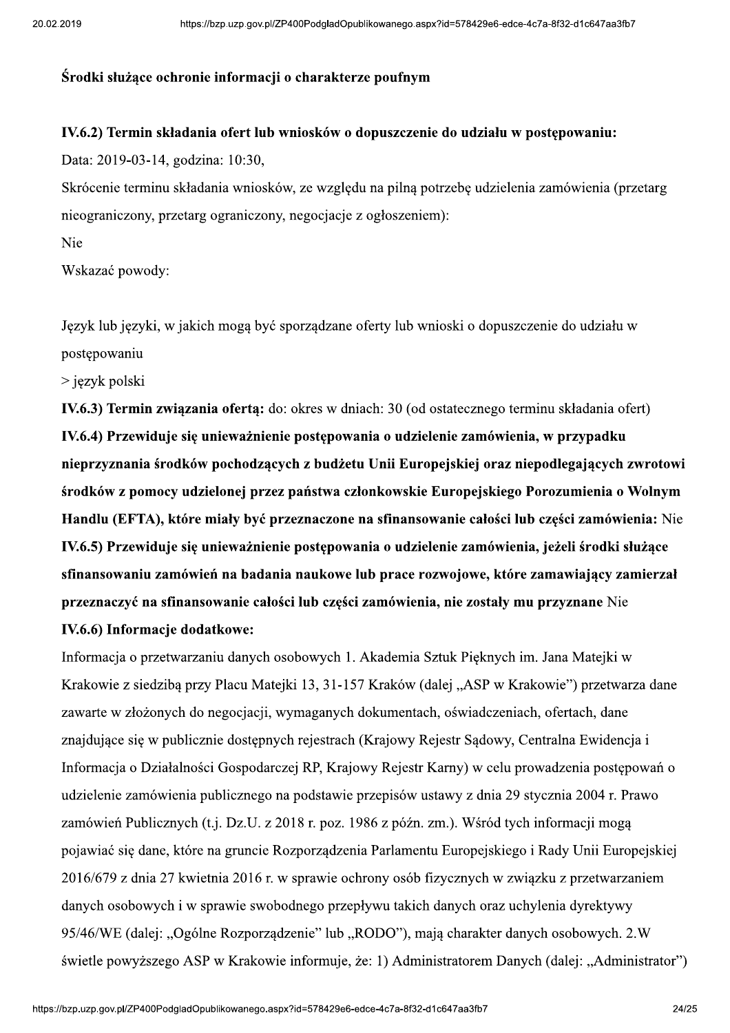**Środki służące ochronie informacji o charakterze poufnym**

**IV.6.2) Termin składania ofert lub wniosków o dopuszczenie do udziału w postępowaniu:**

Data: 2019-03-14, godzina: 10:30,

Skrócenie terminu składania wniosków, ze względu na pilną potrzebę udzielenia zamówienia (przetarg nieograniczony, przetarg ograniczony, negocjacje z ogłoszeniem):

Nie

Wskazać powody:

Język lub języki, w jakich mogą być sporządzane oferty lub wnioski o dopuszczenie do udziału w postępowaniu

> język polski

**IV.6.3) Termin związania ofertą:** do: okres w dniach: 30 (od ostatecznego terminu składania ofert)

**IV.6.4) Przewiduje się unieważnienie postępowania o udzielenie zamówienia, w przypadku nieprzyznania środków pochodzących z budżetu Unii Europejskiej oraz niepodlegających zwrotowi środków z pomocy udzielonej przez państwa członkowskie Europejskiego Porozumienia o Wolnym Handlu (EFTA), które miały być przeznaczone na sfinansowanie całości lub części zamówienia:** Nie

**IV.6.5) Przewiduje się unieważnienie postępowania o udzielenie zamówienia, jeżeli środki służące sfinansowaniu zamówień na badania naukowe lub prace rozwojowe, które zamawiający zamierzał przeznaczyć na sfinansowanie całości lub części zamówienia, nie zostały mu przyznane** Nie

**IV.6.6) Informacje dodatkowe:**

Informacja o przetwarzaniu danych osobowych 1. Akademia Sztuk Pięknych im. Jana Matejki w Krakowie z siedzibą przy Placu Matejki 13, 31-157 Kraków (dalej „ASP w Krakowie") przetwarza dane zawarte w złożonych do negocjacji, wymaganych dokumentach, oświadczeniach, ofertach, dane znajdujące się w publicznie dostępnych rejestrach (Krajowy Rejestr Sądowy, Centralna Ewidencja i Informacja o Działalności Gospodarczej RP, Krajowy Rejestr Karny) w celu prowadzenia postępowań o udzielenie zamówienia publicznego na podstawie przepisów ustawy z dnia 29 stycznia 2004 r. Prawo zamówień Publicznych (t.j. Dz.U. z 2018 r. poz. 1986 z późn. zm.). Wśród tych informacji mogą pojawiać się dane, które na gruncie Rozporządzenia Parlamentu Europejskiego i Rady Unii Europejskiej 2016/679 z dnia 27 kwietnia 2016 r. w sprawie ochrony osób fizycznych w związku z przetwarzaniem danych osobowych i w sprawie swobodnego przepływu takich danych oraz uchylenia dyrektywy 95/46/WE (dalej: „Ogólne Rozporządzenie" lub „RODO"), mają charakter danych osobowych. 2.W świetle powyższego ASP w Krakowie informuje, że: 1) Administratorem Danych (dalej: „Administrator")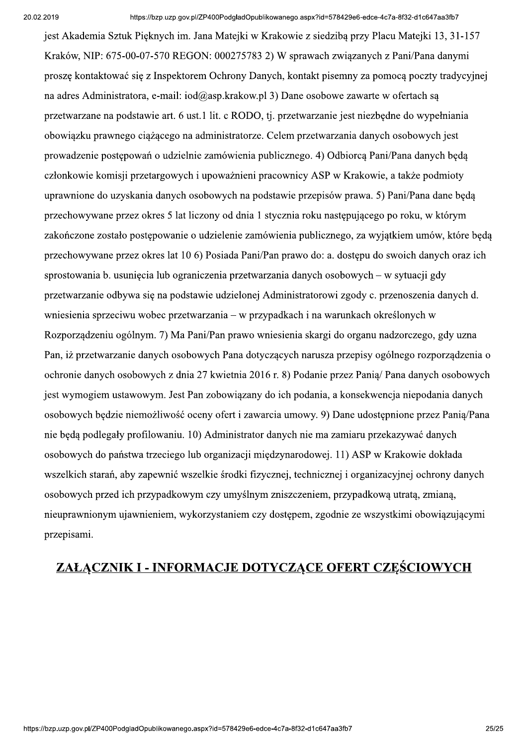jest Akademia Sztuk Pięknych im. Jana Matejki w Krakowie z siedzibą przy Placu Matejki 13, 31-157 Kraków, NIP: 675-00-07-570 REGON: 000275783 2) W sprawach związanych z Pani/Pana danymi proszę kontaktować się z Inspektorem Ochrony Danych, kontakt pisemny za pomocą poczty tradycyjnej na adres Administratora, e-mail: iod@asp.krakow.pl 3) Dane osobowe zawarte w ofertach są przetwarzane na podstawie art. 6 ust.1 lit. c RODO, tj. przetwarzanie jest niezbędne do wypełniania obowiązku prawnego ciążącego na administratorze. Celem przetwarzania danych osobowych jest prowadzenie postępowań o udzielnie zamówienia publicznego. 4) Odbiorcą Pani/Pana danych będą członkowie komisji przetargowych i upoważnieni pracownicy ASP w Krakowie, a także podmioty uprawnione do uzyskania danych osobowych na podstawie przepisów prawa. 5) Pani/Pana dane będą przechowywane przez okres 5 lat liczony od dnia 1 stycznia roku następującego po roku, w którym zakończone zostało postępowanie o udzielenie zamówienia publicznego, za wyjątkiem umów, które będą przechowywane przez okres lat 10 6) Posiada Pani/Pan prawo do: a. dostępu do swoich danych oraz ich sprostowania b. usunięcia lub ograniczenia przetwarzania danych osobowych – w sytuacji gdy przetwarzanie odbywa się na podstawie udzielonej Administratorowi zgody c. przenoszenia danych d. wniesienia sprzeciwu wobec przetwarzania – w przypadkach i na warunkach określonych w Rozporządzeniu ogólnym. 7) Ma Pani/Pan prawo wniesienia skargi do organu nadzorczego, gdy uzna Pan, iż przetwarzanie danych osobowych Pana dotyczących narusza przepisy ogólnego rozporządzenia o ochronie danych osobowych z dnia 27 kwietnia 2016 r. 8) Podanie przez Panią/ Pana danych osobowych jest wymogiem ustawowym. Jest Pan zobowiązany do ich podania, a konsekwencja niepodania danych osobowych będzie niemożliwość oceny ofert i zawarcia umowy. 9) Dane udostępnione przez Panią/Pana nie będą podlegały profilowaniu. 10) Administrator danych nie ma zamiaru przekazywać danych osobowych do państwa trzeciego lub organizacji międzynarodowej. 11) ASP w Krakowie dokłada wszelkich starań, aby zapewnić wszelkie środki fizycznej, technicznej i organizacyjnej ochrony danych osobowych przed ich przypadkowym czy umyślnym zniszczeniem, przypadkową utratą, zmianą, nieuprawnionym ujawnieniem, wykorzystaniem czy dostępem, zgodnie ze wszystkimi obowiązującymi przepisami.

## ZAŁĄCZNIK I - INFORMACJE DOTYCZĄCE OFERT CZĘŚCIOWYCH